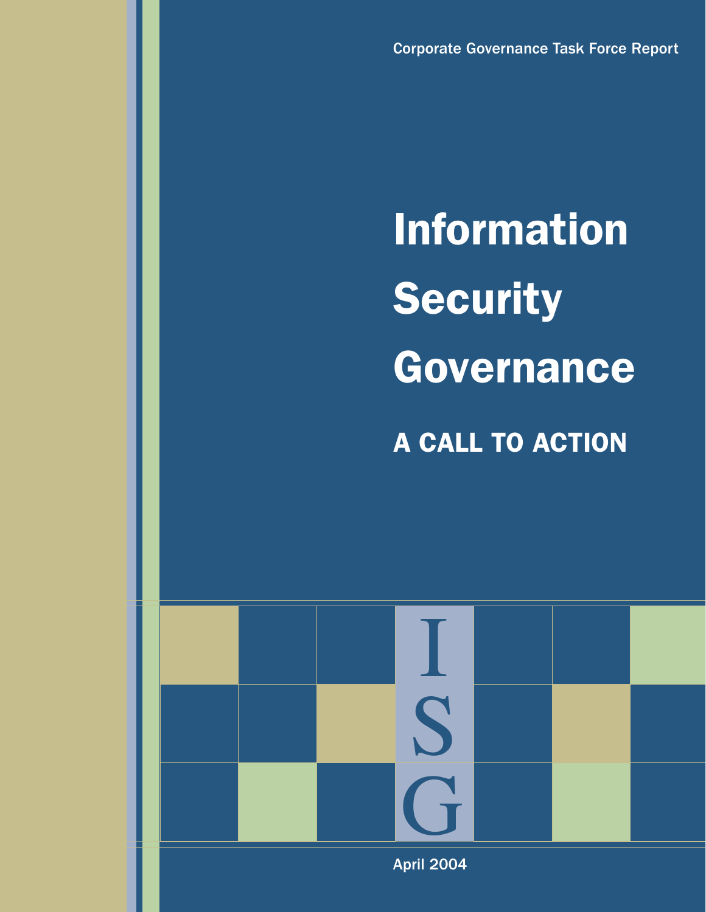Corporate Governance Task Force Report

# Information Security Governance

## A CALL TO ACTION

I
S
G

April 2004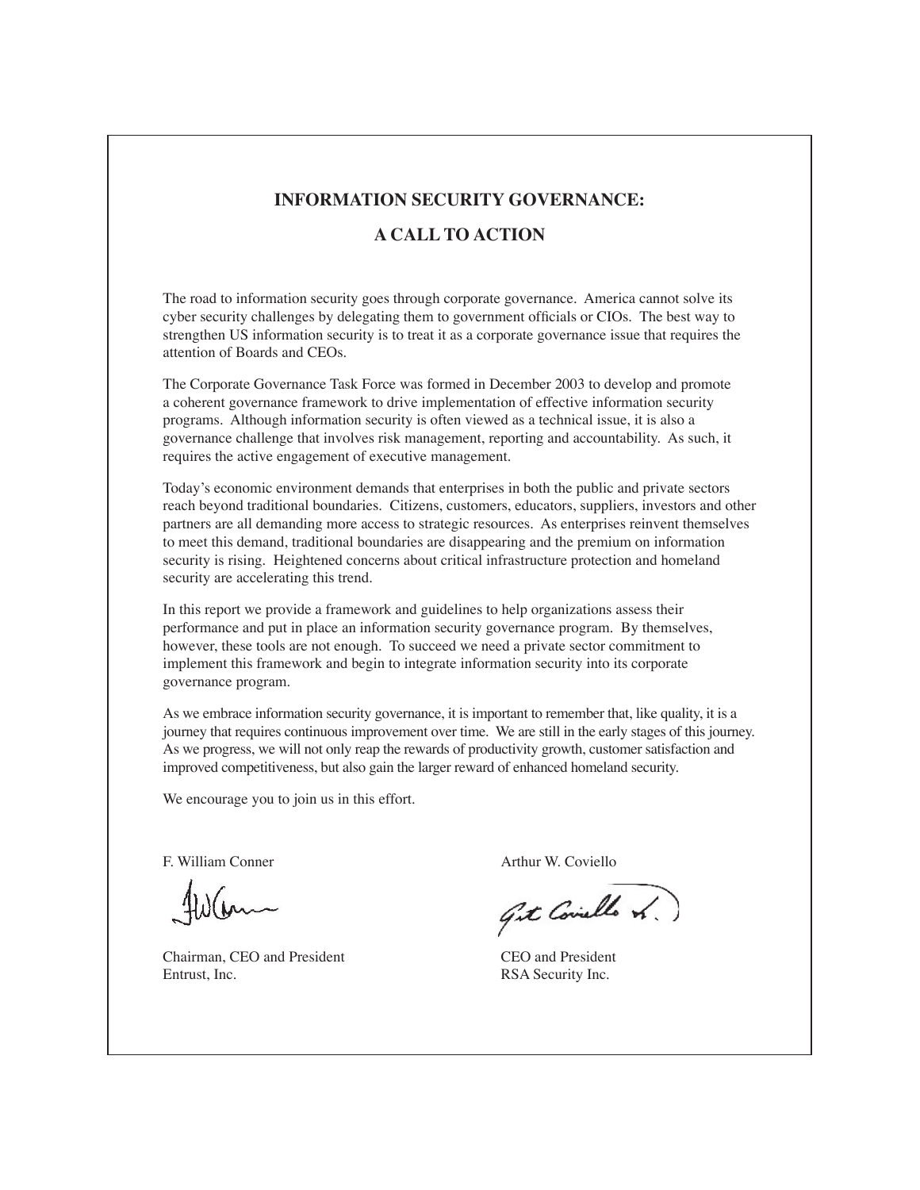# INFORMATION SECURITY GOVERNANCE:

# A CALL TO ACTION

The road to information security goes through corporate governance. America cannot solve its cyber security challenges by delegating them to government officials or CIOs. The best way to strengthen US information security is to treat it as a corporate governance issue that requires the attention of Boards and CEOs.

The Corporate Governance Task Force was formed in December 2003 to develop and promote a coherent governance framework to drive implementation of effective information security programs. Although information security is often viewed as a technical issue, it is also a governance challenge that involves risk management, reporting and accountability. As such, it requires the active engagement of executive management.

Today's economic environment demands that enterprises in both the public and private sectors reach beyond traditional boundaries. Citizens, customers, educators, suppliers, investors and other partners are all demanding more access to strategic resources. As enterprises reinvent themselves to meet this demand, traditional boundaries are disappearing and the premium on information security is rising. Heightened concerns about critical infrastructure protection and homeland security are accelerating this trend.

In this report we provide a framework and guidelines to help organizations assess their performance and put in place an information security governance program. By themselves, however, these tools are not enough. To succeed we need a private sector commitment to implement this framework and begin to integrate information security into its corporate governance program.

As we embrace information security governance, it is important to remember that, like quality, it is a journey that requires continuous improvement over time. We are still in the early stages of this journey. As we progress, we will not only reap the rewards of productivity growth, customer satisfaction and improved competitiveness, but also gain the larger reward of enhanced homeland security.

We encourage you to join us in this effort.

F. William Conner

Chairman, CEO and President
Entrust, Inc.

Arthur W. Coviello

CEO and President
RSA Security Inc.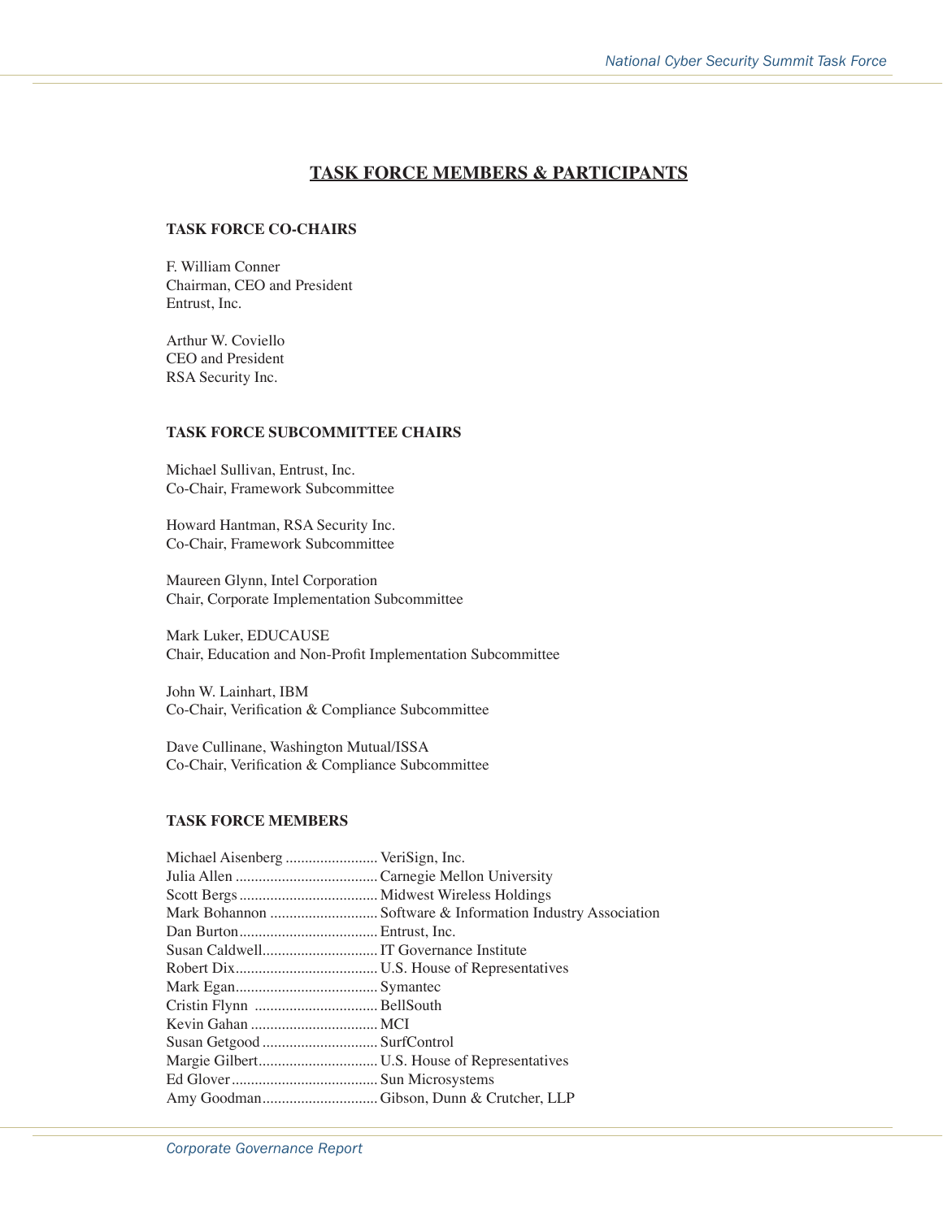## TASK FORCE MEMBERS & PARTICIPANTS

**TASK FORCE CO-CHAIRS**

F. William Conner
Chairman, CEO and President
Entrust, Inc.

Arthur W. Coviello
CEO and President
RSA Security Inc.

**TASK FORCE SUBCOMMITTEE CHAIRS**

Michael Sullivan, Entrust, Inc.
Co-Chair, Framework Subcommittee

Howard Hantman, RSA Security Inc.
Co-Chair, Framework Subcommittee

Maureen Glynn, Intel Corporation
Chair, Corporate Implementation Subcommittee

Mark Luker, EDUCAUSE
Chair, Education and Non-Profit Implementation Subcommittee

John W. Lainhart, IBM
Co-Chair, Verification & Compliance Subcommittee

Dave Cullinane, Washington Mutual/ISSA
Co-Chair, Verification & Compliance Subcommittee

**TASK FORCE MEMBERS**

Michael Aisenberg ........................ VeriSign, Inc.
Julia Allen ..................................... Carnegie Mellon University
Scott Bergs .................................... Midwest Wireless Holdings
Mark Bohannon ............................ Software & Information Industry Association
Dan Burton .................................... Entrust, Inc.
Susan Caldwell .............................. IT Governance Institute
Robert Dix ..................................... U.S. House of Representatives
Mark Egan ..................................... Symantec
Cristin Flynn ................................ BellSouth
Kevin Gahan ................................. MCI
Susan Getgood .............................. SurfControl
Margie Gilbert ............................... U.S. House of Representatives
Ed Glover ...................................... Sun Microsystems
Amy Goodman .............................. Gibson, Dunn & Crutcher, LLP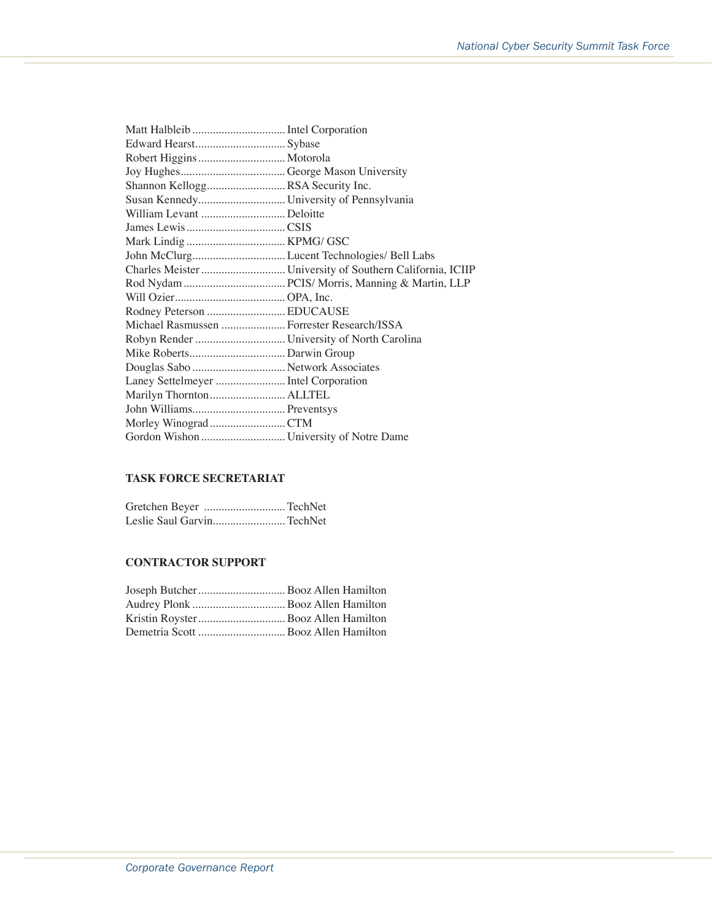Matt Halbleib ................................ Intel Corporation
Edward Hearst............................... Sybase
Robert Higgins .............................. Motorola
Joy Hughes.................................... George Mason University
Shannon Kellogg........................... RSA Security Inc.
Susan Kennedy.............................. University of Pennsylvania
William Levant ............................. Deloitte
James Lewis .................................. CSIS
Mark Lindig .................................. KPMG/ GSC
John McClurg................................ Lucent Technologies/ Bell Labs
Charles Meister ............................. University of Southern California, ICIIP
Rod Nydam ................................... PCIS/ Morris, Manning & Martin, LLP
Will Ozier...................................... OPA, Inc.
Rodney Peterson ........................... EDUCAUSE
Michael Rasmussen ...................... Forrester Research/ISSA
Robyn Render ............................... University of North Carolina
Mike Roberts................................. Darwin Group
Douglas Sabo ................................ Network Associates
Laney Settelmeyer ........................ Intel Corporation
Marilyn Thornton.......................... ALLTEL
John Williams................................ Preventsys
Morley Winograd .......................... CTM
Gordon Wishon ............................. University of Notre Dame

**TASK FORCE SECRETARIAT**

Gretchen Beyer ............................ TechNet
Leslie Saul Garvin......................... TechNet

**CONTRACTOR SUPPORT**

Joseph Butcher .............................. Booz Allen Hamilton
Audrey Plonk ................................ Booz Allen Hamilton
Kristin Royster .............................. Booz Allen Hamilton
Demetria Scott .............................. Booz Allen Hamilton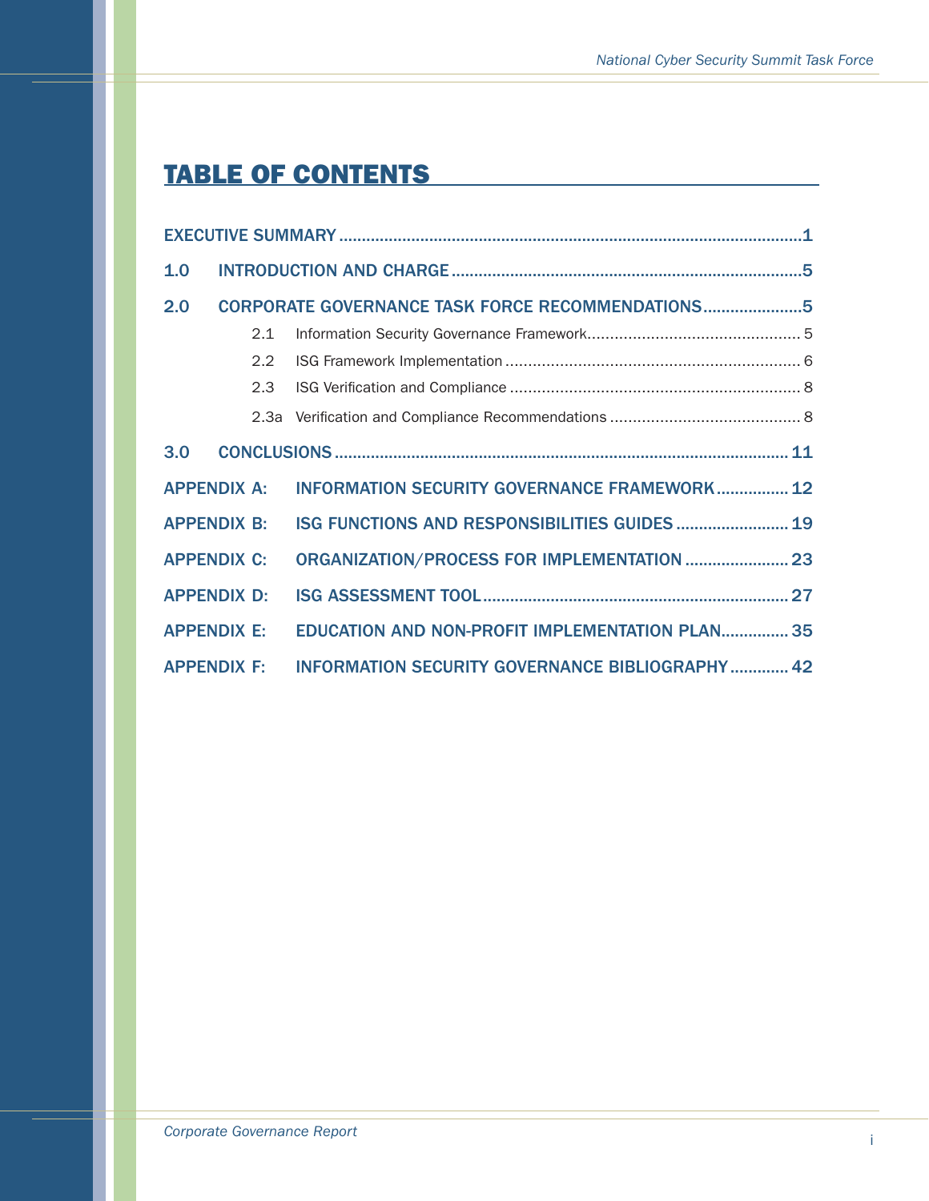# TABLE OF CONTENTS

EXECUTIVE SUMMARY ..................................................................................................1

1.0 INTRODUCTION AND CHARGE ..............................................................................5

2.0 CORPORATE GOVERNANCE TASK FORCE RECOMMENDATIONS ......................5

- 2.1 Information Security Governance Framework.............................................. 5
- 2.2 ISG Framework Implementation ................................................................ 6
- 2.3 ISG Verification and Compliance ................................................................ 8
- 2.3a Verification and Compliance Recommendations .......................................... 8

3.0 CONCLUSIONS .................................................................................................... 11

APPENDIX A: INFORMATION SECURITY GOVERNANCE FRAMEWORK ................ 12

APPENDIX B: ISG FUNCTIONS AND RESPONSIBILITIES GUIDES ......................... 19

APPENDIX C: ORGANIZATION/PROCESS FOR IMPLEMENTATION ....................... 23

APPENDIX D: ISG ASSESSMENT TOOL ................................................................... 27

APPENDIX E: EDUCATION AND NON-PROFIT IMPLEMENTATION PLAN............... 35

APPENDIX F: INFORMATION SECURITY GOVERNANCE BIBLIOGRAPHY ............. 42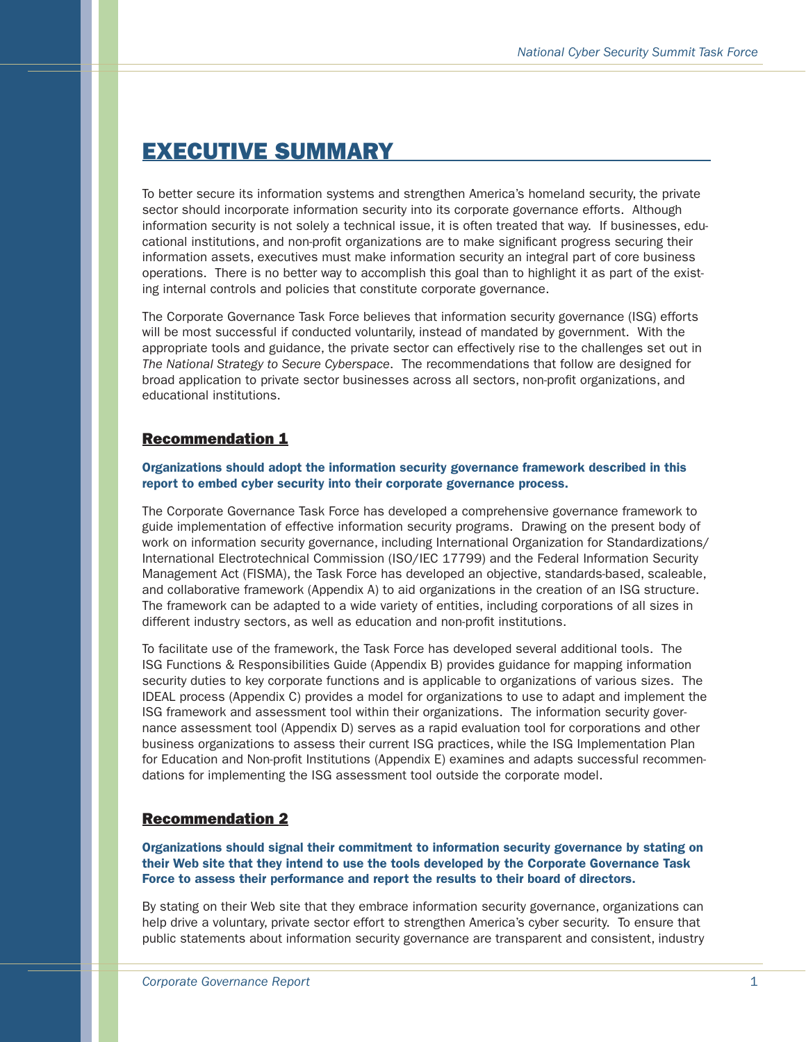# EXECUTIVE SUMMARY

To better secure its information systems and strengthen America's homeland security, the private sector should incorporate information security into its corporate governance efforts. Although information security is not solely a technical issue, it is often treated that way. If businesses, educational institutions, and non-profit organizations are to make significant progress securing their information assets, executives must make information security an integral part of core business operations. There is no better way to accomplish this goal than to highlight it as part of the existing internal controls and policies that constitute corporate governance.

The Corporate Governance Task Force believes that information security governance (ISG) efforts will be most successful if conducted voluntarily, instead of mandated by government. With the appropriate tools and guidance, the private sector can effectively rise to the challenges set out in *The National Strategy to Secure Cyberspace*. The recommendations that follow are designed for broad application to private sector businesses across all sectors, non-profit organizations, and educational institutions.

## Recommendation 1

**Organizations should adopt the information security governance framework described in this report to embed cyber security into their corporate governance process.**

The Corporate Governance Task Force has developed a comprehensive governance framework to guide implementation of effective information security programs. Drawing on the present body of work on information security governance, including International Organization for Standardizations/ International Electrotechnical Commission (ISO/IEC 17799) and the Federal Information Security Management Act (FISMA), the Task Force has developed an objective, standards-based, scaleable, and collaborative framework (Appendix A) to aid organizations in the creation of an ISG structure. The framework can be adapted to a wide variety of entities, including corporations of all sizes in different industry sectors, as well as education and non-profit institutions.

To facilitate use of the framework, the Task Force has developed several additional tools. The ISG Functions & Responsibilities Guide (Appendix B) provides guidance for mapping information security duties to key corporate functions and is applicable to organizations of various sizes. The IDEAL process (Appendix C) provides a model for organizations to use to adapt and implement the ISG framework and assessment tool within their organizations. The information security governance assessment tool (Appendix D) serves as a rapid evaluation tool for corporations and other business organizations to assess their current ISG practices, while the ISG Implementation Plan for Education and Non-profit Institutions (Appendix E) examines and adapts successful recommendations for implementing the ISG assessment tool outside the corporate model.

## Recommendation 2

**Organizations should signal their commitment to information security governance by stating on their Web site that they intend to use the tools developed by the Corporate Governance Task Force to assess their performance and report the results to their board of directors.**

By stating on their Web site that they embrace information security governance, organizations can help drive a voluntary, private sector effort to strengthen America's cyber security. To ensure that public statements about information security governance are transparent and consistent, industry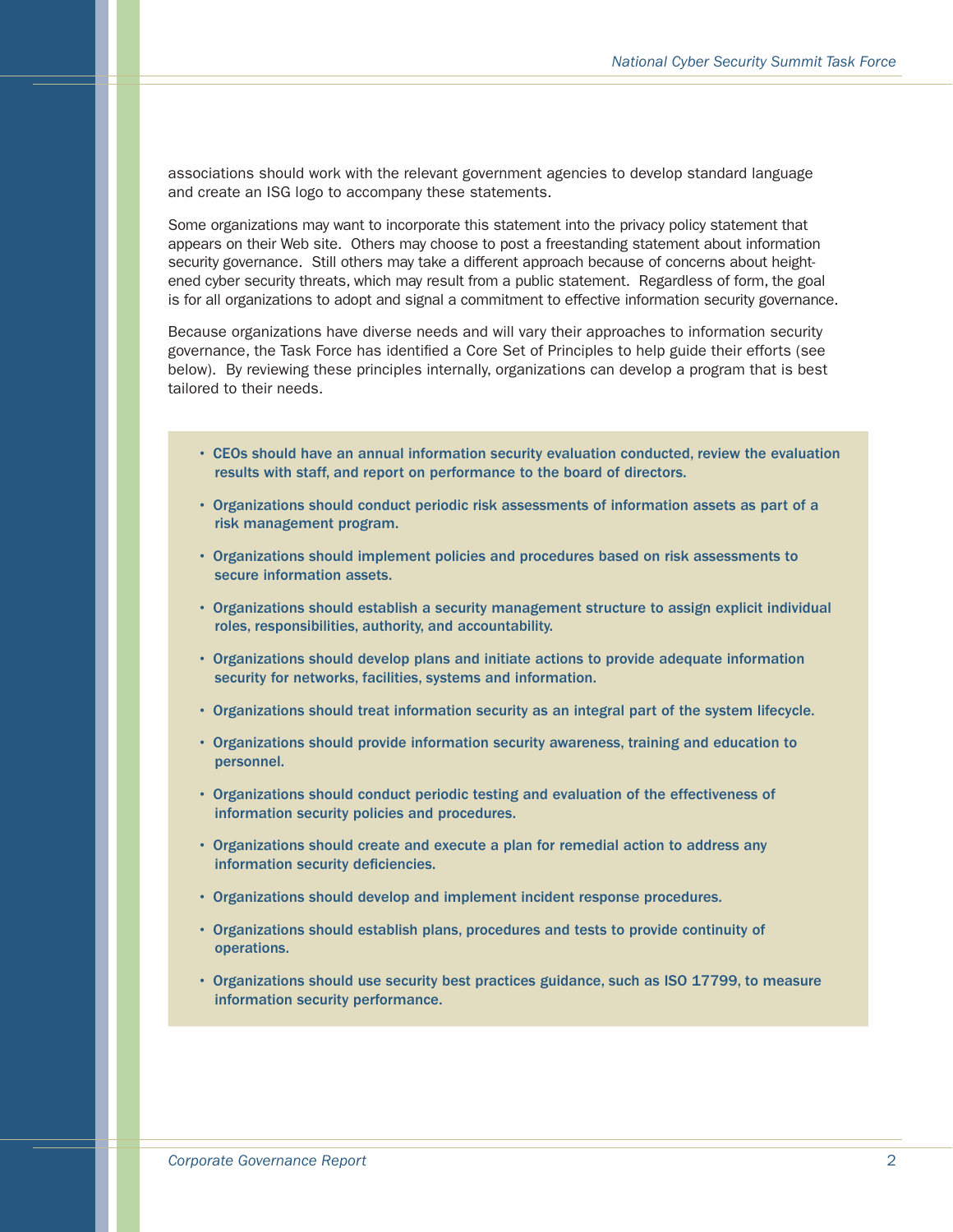associations should work with the relevant government agencies to develop standard language and create an ISG logo to accompany these statements.

Some organizations may want to incorporate this statement into the privacy policy statement that appears on their Web site. Others may choose to post a freestanding statement about information security governance. Still others may take a different approach because of concerns about heightened cyber security threats, which may result from a public statement. Regardless of form, the goal is for all organizations to adopt and signal a commitment to effective information security governance.

Because organizations have diverse needs and will vary their approaches to information security governance, the Task Force has identified a Core Set of Principles to help guide their efforts (see below). By reviewing these principles internally, organizations can develop a program that is best tailored to their needs.

- **CEOs should have an annual information security evaluation conducted, review the evaluation results with staff, and report on performance to the board of directors.**
- **Organizations should conduct periodic risk assessments of information assets as part of a risk management program.**
- **Organizations should implement policies and procedures based on risk assessments to secure information assets.**
- **Organizations should establish a security management structure to assign explicit individual roles, responsibilities, authority, and accountability.**
- **Organizations should develop plans and initiate actions to provide adequate information security for networks, facilities, systems and information.**
- **Organizations should treat information security as an integral part of the system lifecycle.**
- **Organizations should provide information security awareness, training and education to personnel.**
- **Organizations should conduct periodic testing and evaluation of the effectiveness of information security policies and procedures.**
- **Organizations should create and execute a plan for remedial action to address any information security deficiencies.**
- **Organizations should develop and implement incident response procedures.**
- **Organizations should establish plans, procedures and tests to provide continuity of operations.**
- **Organizations should use security best practices guidance, such as ISO 17799, to measure information security performance.**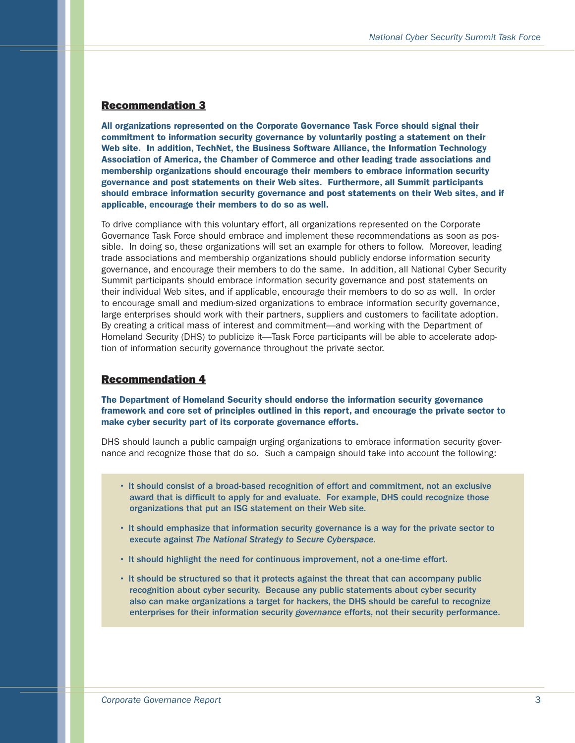## Recommendation 3

**All organizations represented on the Corporate Governance Task Force should signal their commitment to information security governance by voluntarily posting a statement on their Web site. In addition, TechNet, the Business Software Alliance, the Information Technology Association of America, the Chamber of Commerce and other leading trade associations and membership organizations should encourage their members to embrace information security governance and post statements on their Web sites. Furthermore, all Summit participants should embrace information security governance and post statements on their Web sites, and if applicable, encourage their members to do so as well.**

To drive compliance with this voluntary effort, all organizations represented on the Corporate Governance Task Force should embrace and implement these recommendations as soon as possible. In doing so, these organizations will set an example for others to follow. Moreover, leading trade associations and membership organizations should publicly endorse information security governance, and encourage their members to do the same. In addition, all National Cyber Security Summit participants should embrace information security governance and post statements on their individual Web sites, and if applicable, encourage their members to do so as well. In order to encourage small and medium-sized organizations to embrace information security governance, large enterprises should work with their partners, suppliers and customers to facilitate adoption. By creating a critical mass of interest and commitment—and working with the Department of Homeland Security (DHS) to publicize it—Task Force participants will be able to accelerate adoption of information security governance throughout the private sector.

## Recommendation 4

**The Department of Homeland Security should endorse the information security governance framework and core set of principles outlined in this report, and encourage the private sector to make cyber security part of its corporate governance efforts.**

DHS should launch a public campaign urging organizations to embrace information security governance and recognize those that do so. Such a campaign should take into account the following:

- It should consist of a broad-based recognition of effort and commitment, not an exclusive award that is difficult to apply for and evaluate. For example, DHS could recognize those organizations that put an ISG statement on their Web site.
- It should emphasize that information security governance is a way for the private sector to execute against *The National Strategy to Secure Cyberspace*.
- It should highlight the need for continuous improvement, not a one-time effort.
- It should be structured so that it protects against the threat that can accompany public recognition about cyber security. Because any public statements about cyber security also can make organizations a target for hackers, the DHS should be careful to recognize enterprises for their information security *governance* efforts, not their security performance.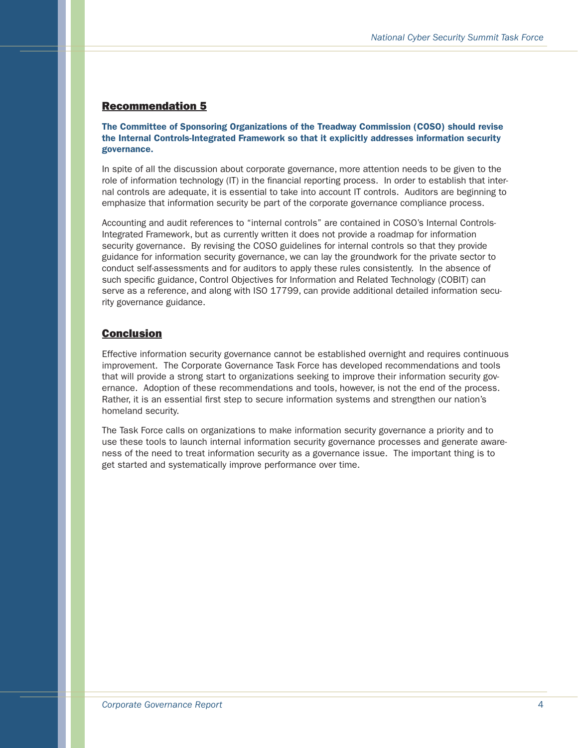## Recommendation 5

**The Committee of Sponsoring Organizations of the Treadway Commission (COSO) should revise the Internal Controls-Integrated Framework so that it explicitly addresses information security governance.**

In spite of all the discussion about corporate governance, more attention needs to be given to the role of information technology (IT) in the financial reporting process. In order to establish that internal controls are adequate, it is essential to take into account IT controls. Auditors are beginning to emphasize that information security be part of the corporate governance compliance process.

Accounting and audit references to "internal controls" are contained in COSO's Internal Controls-Integrated Framework, but as currently written it does not provide a roadmap for information security governance. By revising the COSO guidelines for internal controls so that they provide guidance for information security governance, we can lay the groundwork for the private sector to conduct self-assessments and for auditors to apply these rules consistently. In the absence of such specific guidance, Control Objectives for Information and Related Technology (COBIT) can serve as a reference, and along with ISO 17799, can provide additional detailed information security governance guidance.

## Conclusion

Effective information security governance cannot be established overnight and requires continuous improvement. The Corporate Governance Task Force has developed recommendations and tools that will provide a strong start to organizations seeking to improve their information security governance. Adoption of these recommendations and tools, however, is not the end of the process. Rather, it is an essential first step to secure information systems and strengthen our nation's homeland security.

The Task Force calls on organizations to make information security governance a priority and to use these tools to launch internal information security governance processes and generate awareness of the need to treat information security as a governance issue. The important thing is to get started and systematically improve performance over time.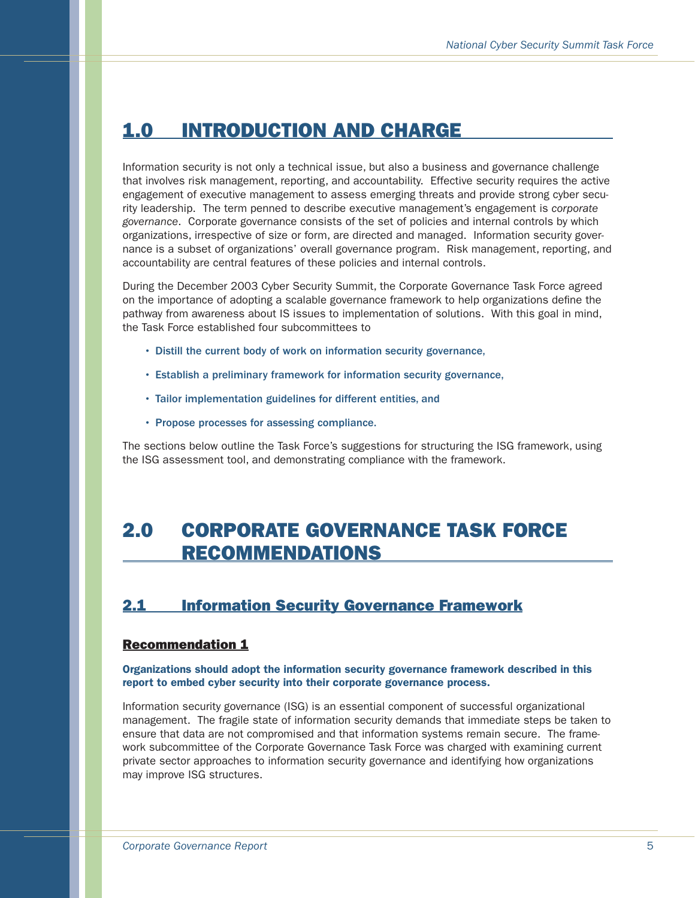# 1.0 INTRODUCTION AND CHARGE

Information security is not only a technical issue, but also a business and governance challenge that involves risk management, reporting, and accountability. Effective security requires the active engagement of executive management to assess emerging threats and provide strong cyber security leadership. The term penned to describe executive management's engagement is *corporate governance*. Corporate governance consists of the set of policies and internal controls by which organizations, irrespective of size or form, are directed and managed. Information security governance is a subset of organizations' overall governance program. Risk management, reporting, and accountability are central features of these policies and internal controls.

During the December 2003 Cyber Security Summit, the Corporate Governance Task Force agreed on the importance of adopting a scalable governance framework to help organizations define the pathway from awareness about IS issues to implementation of solutions. With this goal in mind, the Task Force established four subcommittees to

- **Distill the current body of work on information security governance,**
- **Establish a preliminary framework for information security governance,**
- **Tailor implementation guidelines for different entities, and**
- **Propose processes for assessing compliance.**

The sections below outline the Task Force's suggestions for structuring the ISG framework, using the ISG assessment tool, and demonstrating compliance with the framework.

# 2.0 CORPORATE GOVERNANCE TASK FORCE RECOMMENDATIONS

## 2.1 Information Security Governance Framework

### Recommendation 1

**Organizations should adopt the information security governance framework described in this report to embed cyber security into their corporate governance process.**

Information security governance (ISG) is an essential component of successful organizational management. The fragile state of information security demands that immediate steps be taken to ensure that data are not compromised and that information systems remain secure. The framework subcommittee of the Corporate Governance Task Force was charged with examining current private sector approaches to information security governance and identifying how organizations may improve ISG structures.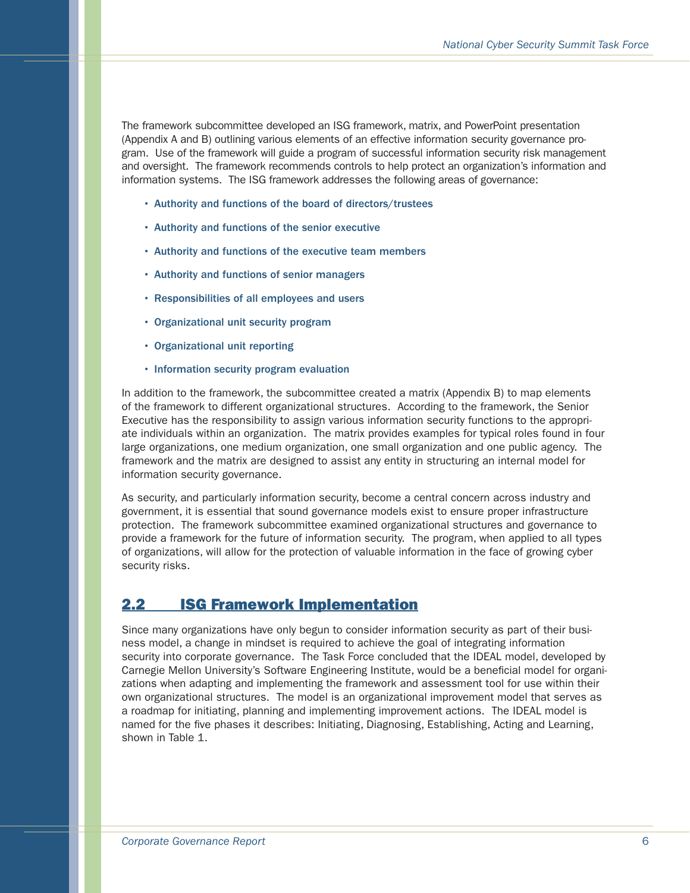The framework subcommittee developed an ISG framework, matrix, and PowerPoint presentation (Appendix A and B) outlining various elements of an effective information security governance program. Use of the framework will guide a program of successful information security risk management and oversight. The framework recommends controls to help protect an organization's information and information systems. The ISG framework addresses the following areas of governance:

- **Authority and functions of the board of directors/trustees**
- **Authority and functions of the senior executive**
- **Authority and functions of the executive team members**
- **Authority and functions of senior managers**
- **Responsibilities of all employees and users**
- **Organizational unit security program**
- **Organizational unit reporting**
- **Information security program evaluation**

In addition to the framework, the subcommittee created a matrix (Appendix B) to map elements of the framework to different organizational structures. According to the framework, the Senior Executive has the responsibility to assign various information security functions to the appropriate individuals within an organization. The matrix provides examples for typical roles found in four large organizations, one medium organization, one small organization and one public agency. The framework and the matrix are designed to assist any entity in structuring an internal model for information security governance.

As security, and particularly information security, become a central concern across industry and government, it is essential that sound governance models exist to ensure proper infrastructure protection. The framework subcommittee examined organizational structures and governance to provide a framework for the future of information security. The program, when applied to all types of organizations, will allow for the protection of valuable information in the face of growing cyber security risks.

## 2.2 ISG Framework Implementation

Since many organizations have only begun to consider information security as part of their business model, a change in mindset is required to achieve the goal of integrating information security into corporate governance. The Task Force concluded that the IDEAL model, developed by Carnegie Mellon University's Software Engineering Institute, would be a beneficial model for organizations when adapting and implementing the framework and assessment tool for use within their own organizational structures. The model is an organizational improvement model that serves as a roadmap for initiating, planning and implementing improvement actions. The IDEAL model is named for the five phases it describes: Initiating, Diagnosing, Establishing, Acting and Learning, shown in Table 1.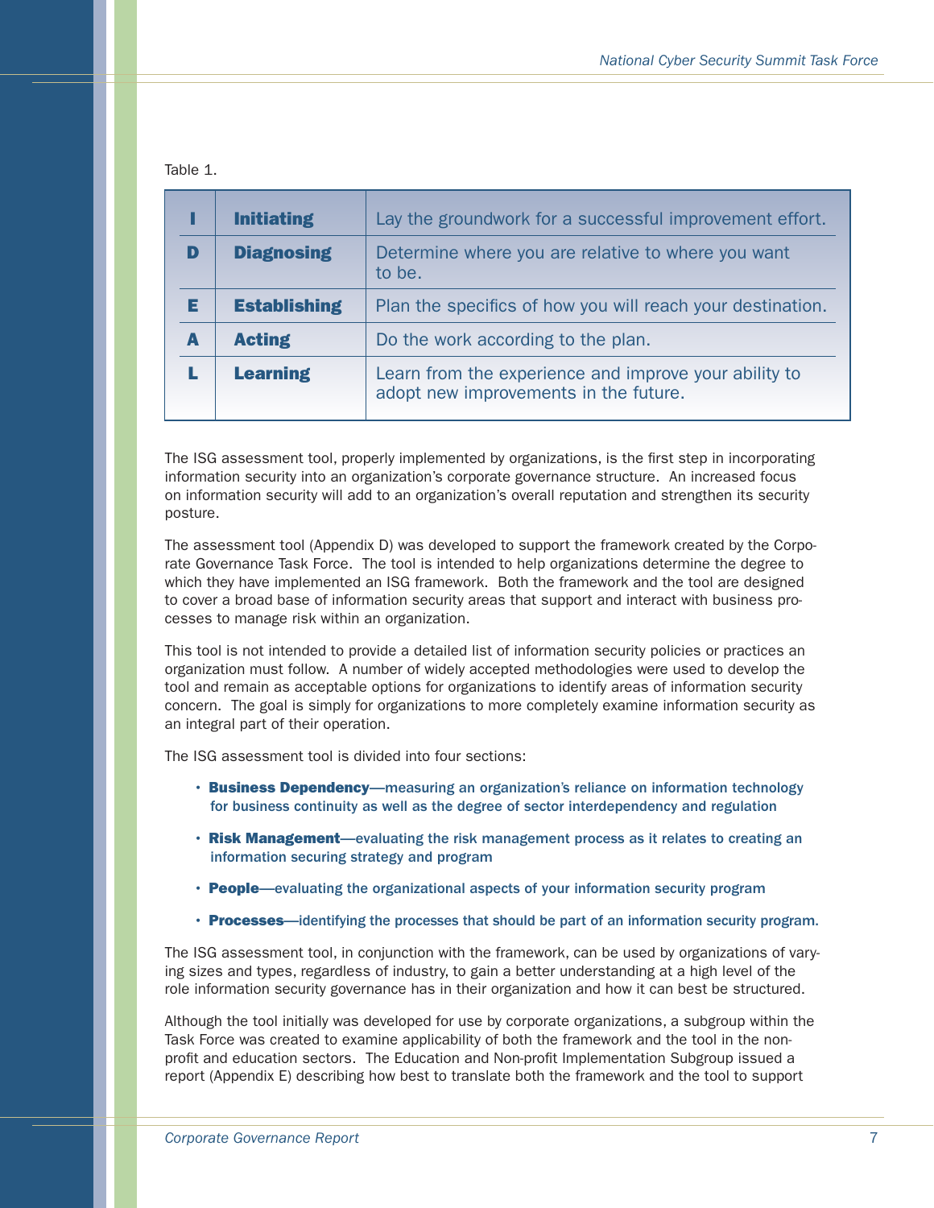Table 1.

| | | |
|---|---|---|
| **I** | **Initiating** | Lay the groundwork for a successful improvement effort. |
| **D** | **Diagnosing** | Determine where you are relative to where you want to be. |
| **E** | **Establishing** | Plan the specifics of how you will reach your destination. |
| **A** | **Acting** | Do the work according to the plan. |
| **L** | **Learning** | Learn from the experience and improve your ability to adopt new improvements in the future. |

The ISG assessment tool, properly implemented by organizations, is the first step in incorporating information security into an organization's corporate governance structure. An increased focus on information security will add to an organization's overall reputation and strengthen its security posture.

The assessment tool (Appendix D) was developed to support the framework created by the Corporate Governance Task Force. The tool is intended to help organizations determine the degree to which they have implemented an ISG framework. Both the framework and the tool are designed to cover a broad base of information security areas that support and interact with business processes to manage risk within an organization.

This tool is not intended to provide a detailed list of information security policies or practices an organization must follow. A number of widely accepted methodologies were used to develop the tool and remain as acceptable options for organizations to identify areas of information security concern. The goal is simply for organizations to more completely examine information security as an integral part of their operation.

The ISG assessment tool is divided into four sections:

- **Business Dependency**—measuring an organization's reliance on information technology for business continuity as well as the degree of sector interdependency and regulation
- **Risk Management**—evaluating the risk management process as it relates to creating an information securing strategy and program
- **People**—evaluating the organizational aspects of your information security program
- **Processes**—identifying the processes that should be part of an information security program.

The ISG assessment tool, in conjunction with the framework, can be used by organizations of varying sizes and types, regardless of industry, to gain a better understanding at a high level of the role information security governance has in their organization and how it can best be structured.

Although the tool initially was developed for use by corporate organizations, a subgroup within the Task Force was created to examine applicability of both the framework and the tool in the non-profit and education sectors. The Education and Non-profit Implementation Subgroup issued a report (Appendix E) describing how best to translate both the framework and the tool to support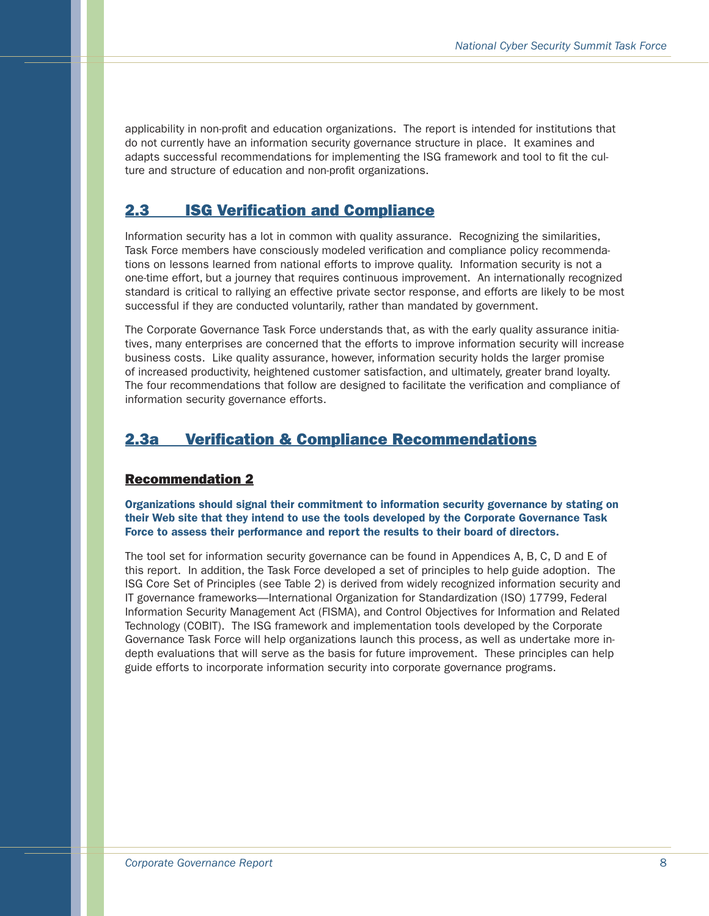applicability in non-profit and education organizations. The report is intended for institutions that do not currently have an information security governance structure in place. It examines and adapts successful recommendations for implementing the ISG framework and tool to fit the culture and structure of education and non-profit organizations.

## 2.3 ISG Verification and Compliance

Information security has a lot in common with quality assurance. Recognizing the similarities, Task Force members have consciously modeled verification and compliance policy recommendations on lessons learned from national efforts to improve quality. Information security is not a one-time effort, but a journey that requires continuous improvement. An internationally recognized standard is critical to rallying an effective private sector response, and efforts are likely to be most successful if they are conducted voluntarily, rather than mandated by government.

The Corporate Governance Task Force understands that, as with the early quality assurance initiatives, many enterprises are concerned that the efforts to improve information security will increase business costs. Like quality assurance, however, information security holds the larger promise of increased productivity, heightened customer satisfaction, and ultimately, greater brand loyalty. The four recommendations that follow are designed to facilitate the verification and compliance of information security governance efforts.

## 2.3a Verification & Compliance Recommendations

### Recommendation 2

**Organizations should signal their commitment to information security governance by stating on their Web site that they intend to use the tools developed by the Corporate Governance Task Force to assess their performance and report the results to their board of directors.**

The tool set for information security governance can be found in Appendices A, B, C, D and E of this report. In addition, the Task Force developed a set of principles to help guide adoption. The ISG Core Set of Principles (see Table 2) is derived from widely recognized information security and IT governance frameworks—International Organization for Standardization (ISO) 17799, Federal Information Security Management Act (FISMA), and Control Objectives for Information and Related Technology (COBIT). The ISG framework and implementation tools developed by the Corporate Governance Task Force will help organizations launch this process, as well as undertake more in-depth evaluations that will serve as the basis for future improvement. These principles can help guide efforts to incorporate information security into corporate governance programs.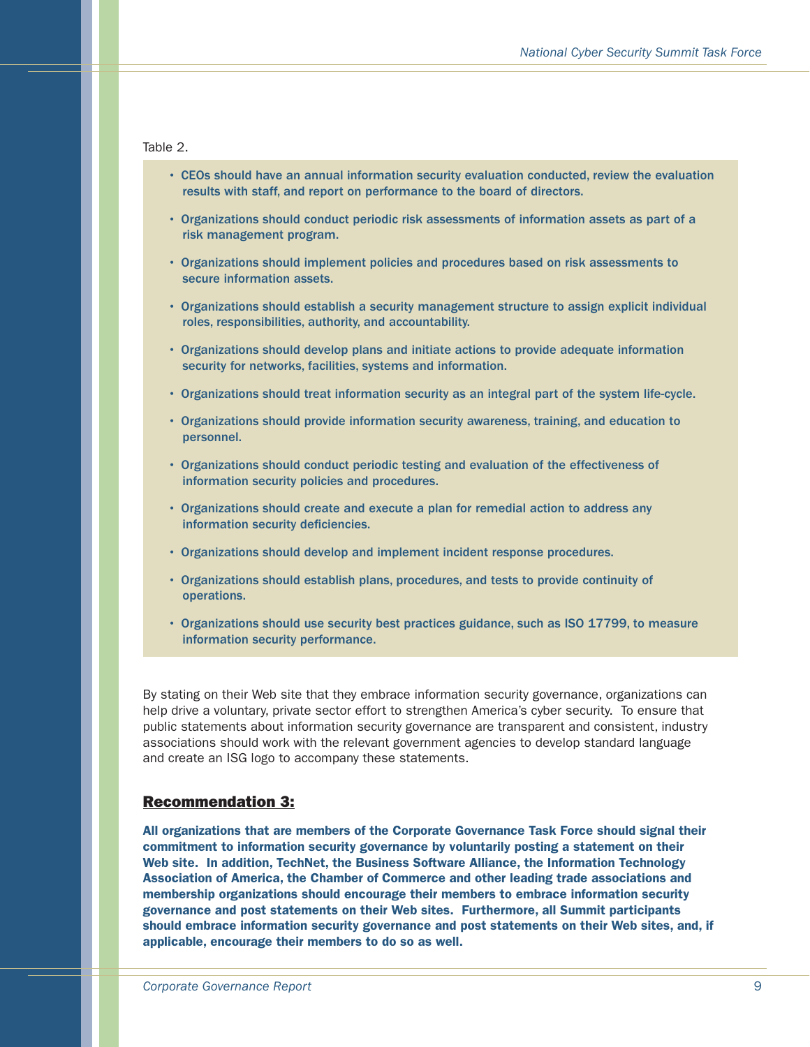Table 2.

- **CEOs should have an annual information security evaluation conducted, review the evaluation results with staff, and report on performance to the board of directors.**
- **Organizations should conduct periodic risk assessments of information assets as part of a risk management program.**
- **Organizations should implement policies and procedures based on risk assessments to secure information assets.**
- **Organizations should establish a security management structure to assign explicit individual roles, responsibilities, authority, and accountability.**
- **Organizations should develop plans and initiate actions to provide adequate information security for networks, facilities, systems and information.**
- **Organizations should treat information security as an integral part of the system life-cycle.**
- **Organizations should provide information security awareness, training, and education to personnel.**
- **Organizations should conduct periodic testing and evaluation of the effectiveness of information security policies and procedures.**
- **Organizations should create and execute a plan for remedial action to address any information security deficiencies.**
- **Organizations should develop and implement incident response procedures.**
- **Organizations should establish plans, procedures, and tests to provide continuity of operations.**
- **Organizations should use security best practices guidance, such as ISO 17799, to measure information security performance.**

By stating on their Web site that they embrace information security governance, organizations can help drive a voluntary, private sector effort to strengthen America's cyber security. To ensure that public statements about information security governance are transparent and consistent, industry associations should work with the relevant government agencies to develop standard language and create an ISG logo to accompany these statements.

## Recommendation 3:

**All organizations that are members of the Corporate Governance Task Force should signal their commitment to information security governance by voluntarily posting a statement on their Web site. In addition, TechNet, the Business Software Alliance, the Information Technology Association of America, the Chamber of Commerce and other leading trade associations and membership organizations should encourage their members to embrace information security governance and post statements on their Web sites. Furthermore, all Summit participants should embrace information security governance and post statements on their Web sites, and, if applicable, encourage their members to do so as well.**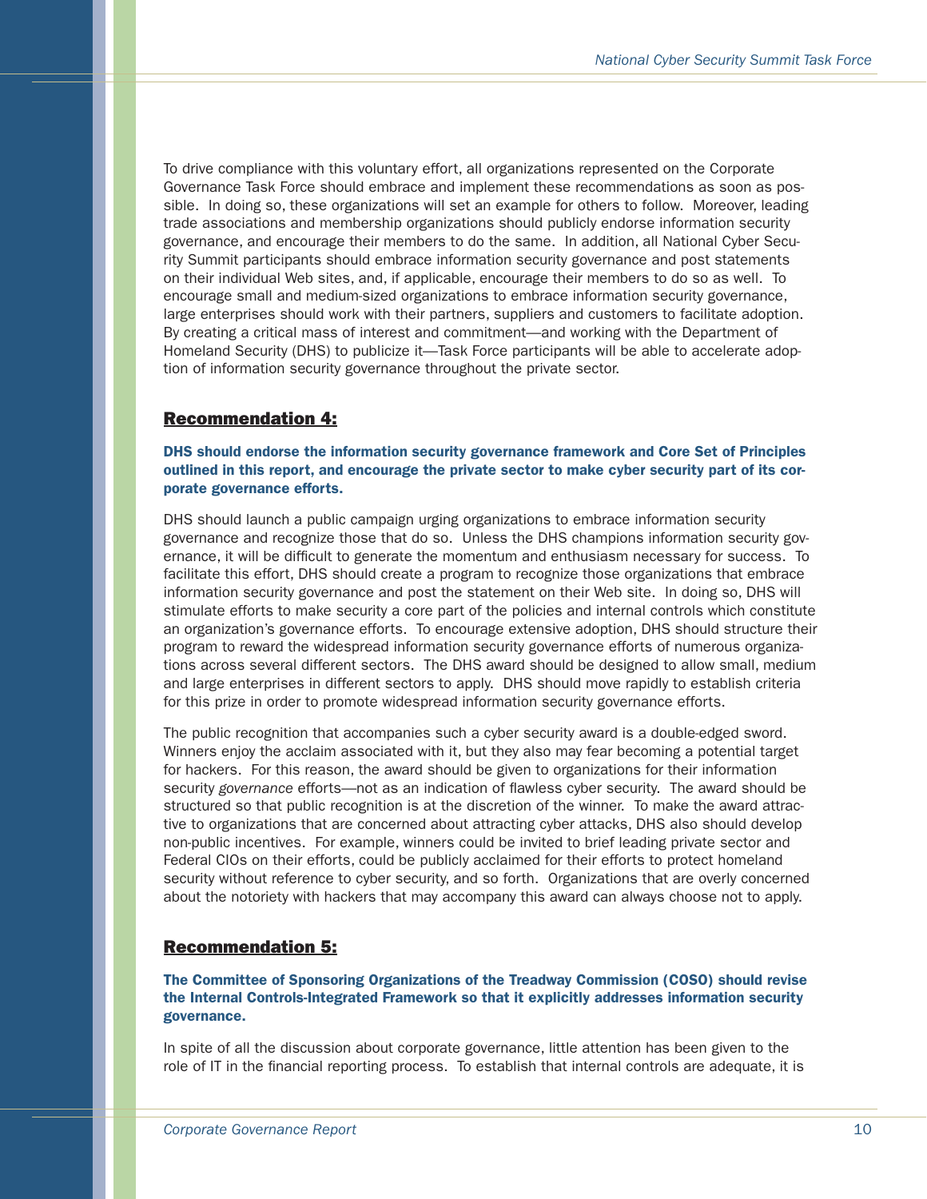To drive compliance with this voluntary effort, all organizations represented on the Corporate Governance Task Force should embrace and implement these recommendations as soon as possible. In doing so, these organizations will set an example for others to follow. Moreover, leading trade associations and membership organizations should publicly endorse information security governance, and encourage their members to do the same. In addition, all National Cyber Security Summit participants should embrace information security governance and post statements on their individual Web sites, and, if applicable, encourage their members to do so as well. To encourage small and medium-sized organizations to embrace information security governance, large enterprises should work with their partners, suppliers and customers to facilitate adoption. By creating a critical mass of interest and commitment—and working with the Department of Homeland Security (DHS) to publicize it—Task Force participants will be able to accelerate adoption of information security governance throughout the private sector.

## Recommendation 4:

**DHS should endorse the information security governance framework and Core Set of Principles outlined in this report, and encourage the private sector to make cyber security part of its corporate governance efforts.**

DHS should launch a public campaign urging organizations to embrace information security governance and recognize those that do so. Unless the DHS champions information security governance, it will be difficult to generate the momentum and enthusiasm necessary for success. To facilitate this effort, DHS should create a program to recognize those organizations that embrace information security governance and post the statement on their Web site. In doing so, DHS will stimulate efforts to make security a core part of the policies and internal controls which constitute an organization's governance efforts. To encourage extensive adoption, DHS should structure their program to reward the widespread information security governance efforts of numerous organizations across several different sectors. The DHS award should be designed to allow small, medium and large enterprises in different sectors to apply. DHS should move rapidly to establish criteria for this prize in order to promote widespread information security governance efforts.

The public recognition that accompanies such a cyber security award is a double-edged sword. Winners enjoy the acclaim associated with it, but they also may fear becoming a potential target for hackers. For this reason, the award should be given to organizations for their information security *governance* efforts—not as an indication of flawless cyber security. The award should be structured so that public recognition is at the discretion of the winner. To make the award attractive to organizations that are concerned about attracting cyber attacks, DHS also should develop non-public incentives. For example, winners could be invited to brief leading private sector and Federal CIOs on their efforts, could be publicly acclaimed for their efforts to protect homeland security without reference to cyber security, and so forth. Organizations that are overly concerned about the notoriety with hackers that may accompany this award can always choose not to apply.

## Recommendation 5:

**The Committee of Sponsoring Organizations of the Treadway Commission (COSO) should revise the Internal Controls-Integrated Framework so that it explicitly addresses information security governance.**

In spite of all the discussion about corporate governance, little attention has been given to the role of IT in the financial reporting process. To establish that internal controls are adequate, it is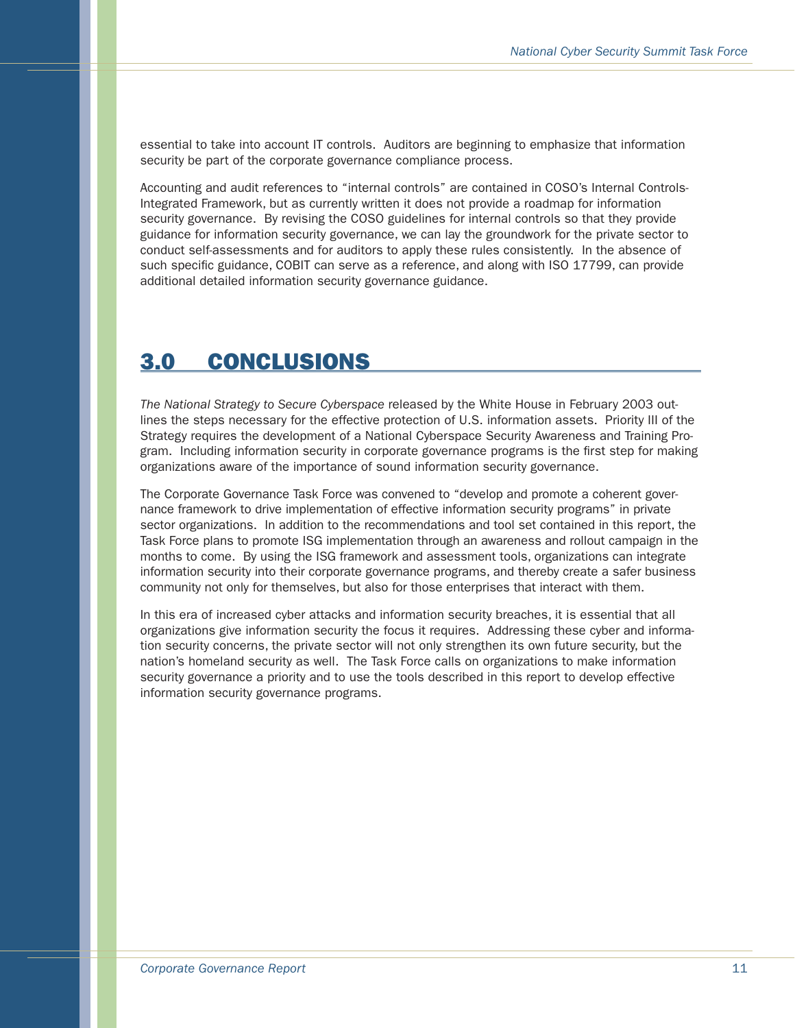essential to take into account IT controls. Auditors are beginning to emphasize that information security be part of the corporate governance compliance process.

Accounting and audit references to "internal controls" are contained in COSO's Internal Controls-Integrated Framework, but as currently written it does not provide a roadmap for information security governance. By revising the COSO guidelines for internal controls so that they provide guidance for information security governance, we can lay the groundwork for the private sector to conduct self-assessments and for auditors to apply these rules consistently. In the absence of such specific guidance, COBIT can serve as a reference, and along with ISO 17799, can provide additional detailed information security governance guidance.

# 3.0 CONCLUSIONS

*The National Strategy to Secure Cyberspace* released by the White House in February 2003 outlines the steps necessary for the effective protection of U.S. information assets. Priority III of the Strategy requires the development of a National Cyberspace Security Awareness and Training Program. Including information security in corporate governance programs is the first step for making organizations aware of the importance of sound information security governance.

The Corporate Governance Task Force was convened to "develop and promote a coherent governance framework to drive implementation of effective information security programs" in private sector organizations. In addition to the recommendations and tool set contained in this report, the Task Force plans to promote ISG implementation through an awareness and rollout campaign in the months to come. By using the ISG framework and assessment tools, organizations can integrate information security into their corporate governance programs, and thereby create a safer business community not only for themselves, but also for those enterprises that interact with them.

In this era of increased cyber attacks and information security breaches, it is essential that all organizations give information security the focus it requires. Addressing these cyber and information security concerns, the private sector will not only strengthen its own future security, but the nation's homeland security as well. The Task Force calls on organizations to make information security governance a priority and to use the tools described in this report to develop effective information security governance programs.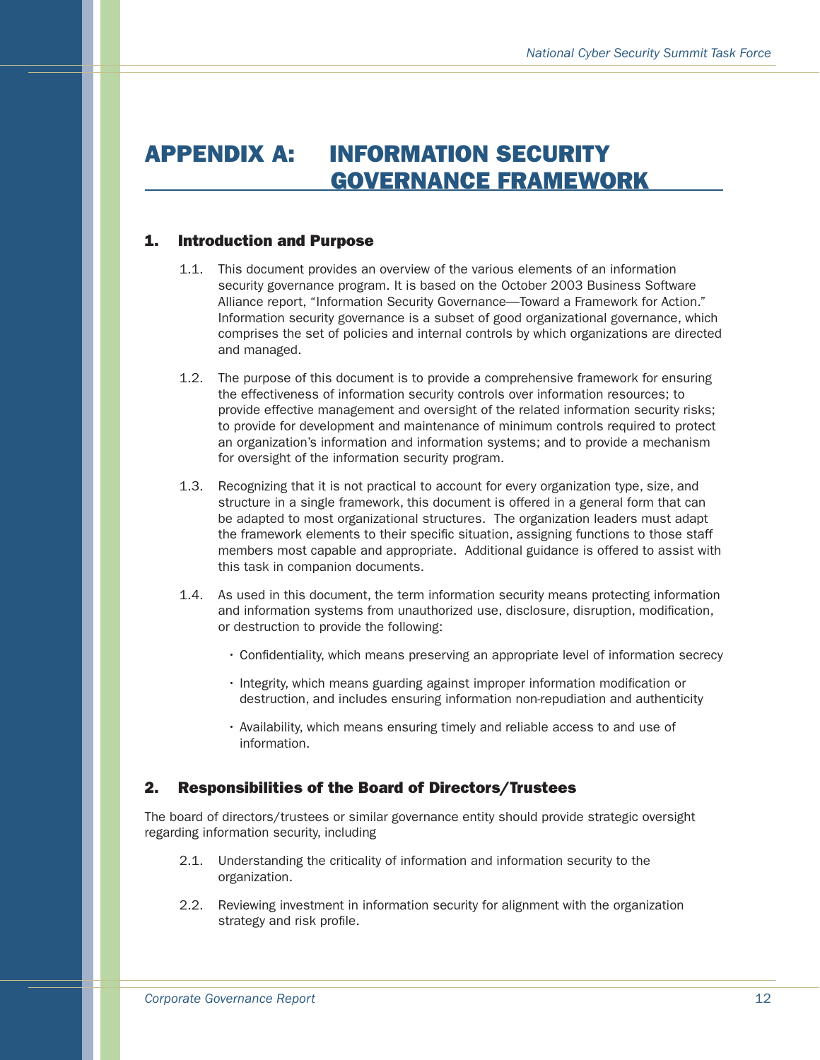# APPENDIX A: INFORMATION SECURITY GOVERNANCE FRAMEWORK

## 1. Introduction and Purpose

1.1. This document provides an overview of the various elements of an information security governance program. It is based on the October 2003 Business Software Alliance report, "Information Security Governance—Toward a Framework for Action." Information security governance is a subset of good organizational governance, which comprises the set of policies and internal controls by which organizations are directed and managed.

1.2. The purpose of this document is to provide a comprehensive framework for ensuring the effectiveness of information security controls over information resources; to provide effective management and oversight of the related information security risks; to provide for development and maintenance of minimum controls required to protect an organization's information and information systems; and to provide a mechanism for oversight of the information security program.

1.3. Recognizing that it is not practical to account for every organization type, size, and structure in a single framework, this document is offered in a general form that can be adapted to most organizational structures. The organization leaders must adapt the framework elements to their specific situation, assigning functions to those staff members most capable and appropriate. Additional guidance is offered to assist with this task in companion documents.

1.4. As used in this document, the term information security means protecting information and information systems from unauthorized use, disclosure, disruption, modification, or destruction to provide the following:

- Confidentiality, which means preserving an appropriate level of information secrecy
- Integrity, which means guarding against improper information modification or destruction, and includes ensuring information non-repudiation and authenticity
- Availability, which means ensuring timely and reliable access to and use of information.

## 2. Responsibilities of the Board of Directors/Trustees

The board of directors/trustees or similar governance entity should provide strategic oversight regarding information security, including

2.1. Understanding the criticality of information and information security to the organization.

2.2. Reviewing investment in information security for alignment with the organization strategy and risk profile.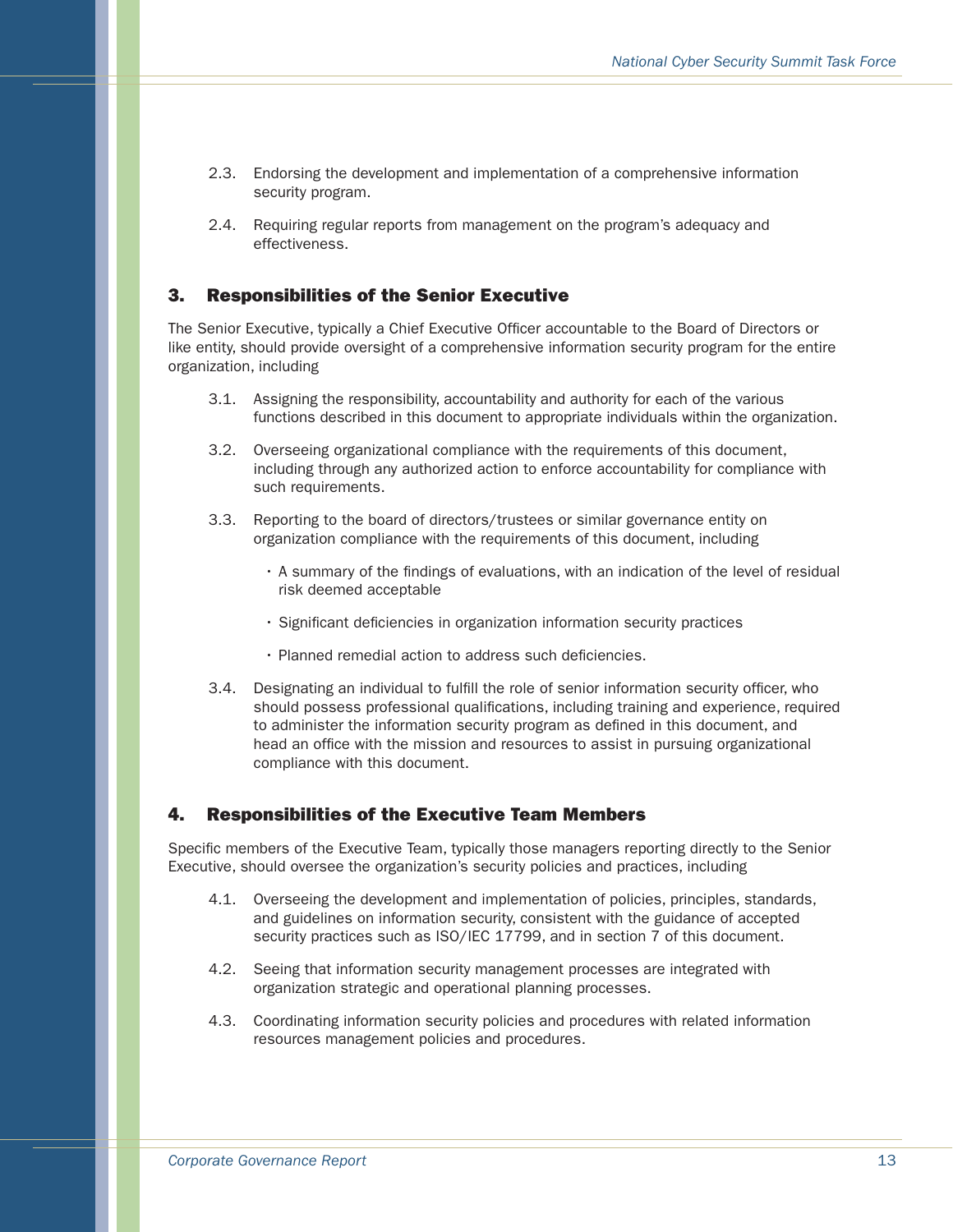2.3. Endorsing the development and implementation of a comprehensive information security program.

2.4. Requiring regular reports from management on the program's adequacy and effectiveness.

## 3. Responsibilities of the Senior Executive

The Senior Executive, typically a Chief Executive Officer accountable to the Board of Directors or like entity, should provide oversight of a comprehensive information security program for the entire organization, including

3.1. Assigning the responsibility, accountability and authority for each of the various functions described in this document to appropriate individuals within the organization.

3.2. Overseeing organizational compliance with the requirements of this document, including through any authorized action to enforce accountability for compliance with such requirements.

3.3. Reporting to the board of directors/trustees or similar governance entity on organization compliance with the requirements of this document, including

- A summary of the findings of evaluations, with an indication of the level of residual risk deemed acceptable
- Significant deficiencies in organization information security practices
- Planned remedial action to address such deficiencies.

3.4. Designating an individual to fulfill the role of senior information security officer, who should possess professional qualifications, including training and experience, required to administer the information security program as defined in this document, and head an office with the mission and resources to assist in pursuing organizational compliance with this document.

## 4. Responsibilities of the Executive Team Members

Specific members of the Executive Team, typically those managers reporting directly to the Senior Executive, should oversee the organization's security policies and practices, including

4.1. Overseeing the development and implementation of policies, principles, standards, and guidelines on information security, consistent with the guidance of accepted security practices such as ISO/IEC 17799, and in section 7 of this document.

4.2. Seeing that information security management processes are integrated with organization strategic and operational planning processes.

4.3. Coordinating information security policies and procedures with related information resources management policies and procedures.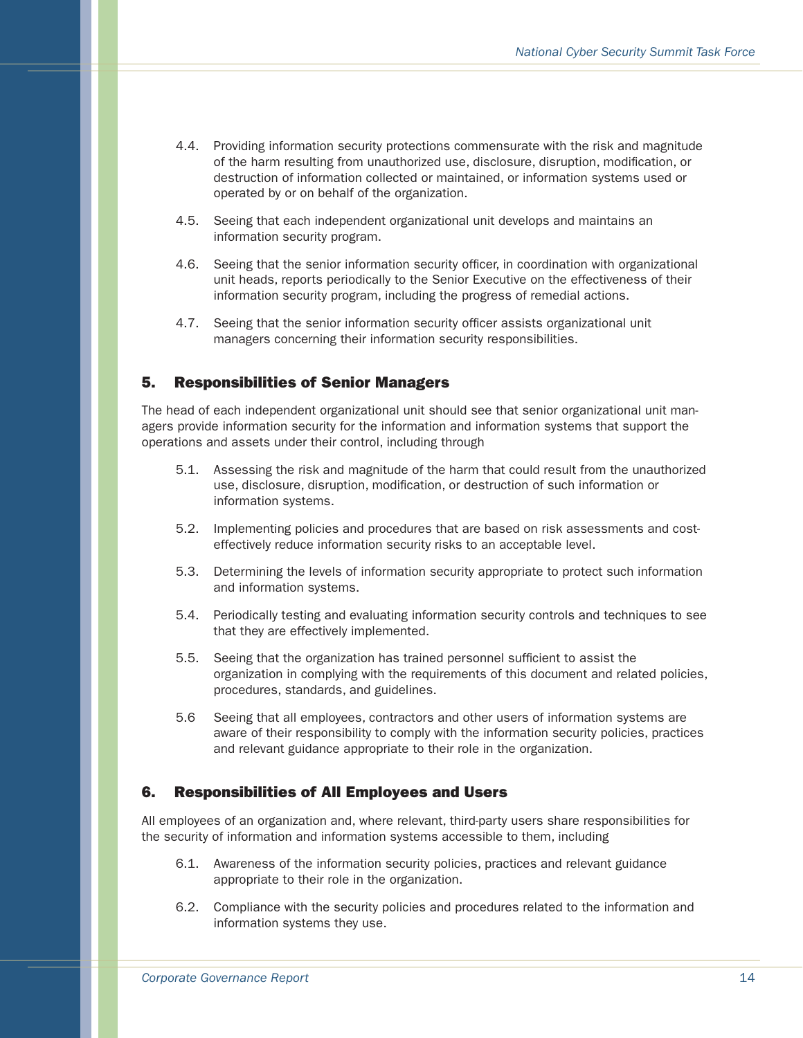4.4. Providing information security protections commensurate with the risk and magnitude of the harm resulting from unauthorized use, disclosure, disruption, modification, or destruction of information collected or maintained, or information systems used or operated by or on behalf of the organization.

4.5. Seeing that each independent organizational unit develops and maintains an information security program.

4.6. Seeing that the senior information security officer, in coordination with organizational unit heads, reports periodically to the Senior Executive on the effectiveness of their information security program, including the progress of remedial actions.

4.7. Seeing that the senior information security officer assists organizational unit managers concerning their information security responsibilities.

## 5. Responsibilities of Senior Managers

The head of each independent organizational unit should see that senior organizational unit managers provide information security for the information and information systems that support the operations and assets under their control, including through

5.1. Assessing the risk and magnitude of the harm that could result from the unauthorized use, disclosure, disruption, modification, or destruction of such information or information systems.

5.2. Implementing policies and procedures that are based on risk assessments and cost-effectively reduce information security risks to an acceptable level.

5.3. Determining the levels of information security appropriate to protect such information and information systems.

5.4. Periodically testing and evaluating information security controls and techniques to see that they are effectively implemented.

5.5. Seeing that the organization has trained personnel sufficient to assist the organization in complying with the requirements of this document and related policies, procedures, standards, and guidelines.

5.6 Seeing that all employees, contractors and other users of information systems are aware of their responsibility to comply with the information security policies, practices and relevant guidance appropriate to their role in the organization.

## 6. Responsibilities of All Employees and Users

All employees of an organization and, where relevant, third-party users share responsibilities for the security of information and information systems accessible to them, including

6.1. Awareness of the information security policies, practices and relevant guidance appropriate to their role in the organization.

6.2. Compliance with the security policies and procedures related to the information and information systems they use.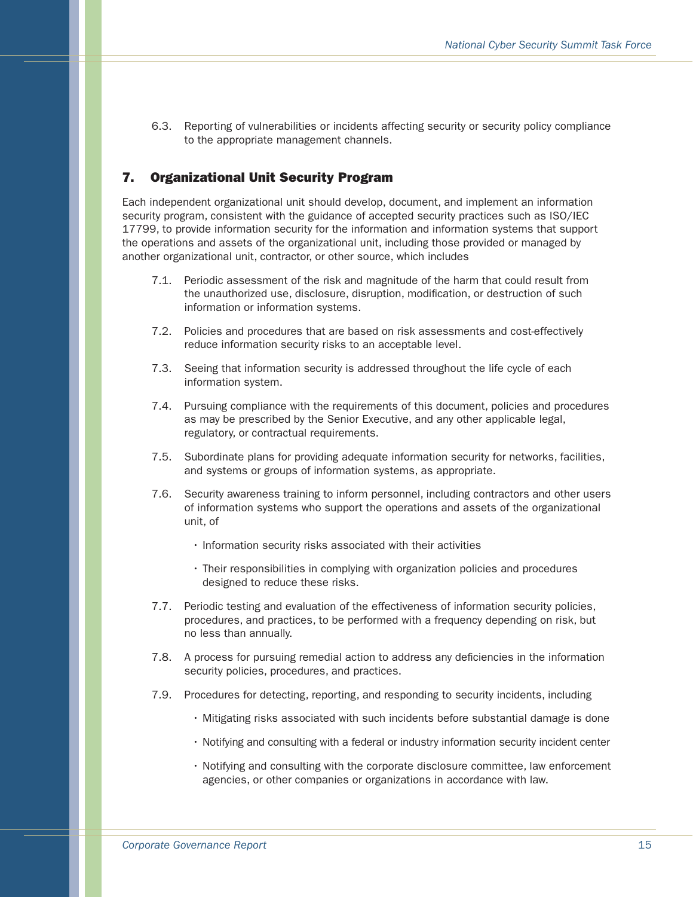6.3. Reporting of vulnerabilities or incidents affecting security or security policy compliance to the appropriate management channels.

## 7. Organizational Unit Security Program

Each independent organizational unit should develop, document, and implement an information security program, consistent with the guidance of accepted security practices such as ISO/IEC 17799, to provide information security for the information and information systems that support the operations and assets of the organizational unit, including those provided or managed by another organizational unit, contractor, or other source, which includes

7.1. Periodic assessment of the risk and magnitude of the harm that could result from the unauthorized use, disclosure, disruption, modification, or destruction of such information or information systems.

7.2. Policies and procedures that are based on risk assessments and cost-effectively reduce information security risks to an acceptable level.

7.3. Seeing that information security is addressed throughout the life cycle of each information system.

7.4. Pursuing compliance with the requirements of this document, policies and procedures as may be prescribed by the Senior Executive, and any other applicable legal, regulatory, or contractual requirements.

7.5. Subordinate plans for providing adequate information security for networks, facilities, and systems or groups of information systems, as appropriate.

7.6. Security awareness training to inform personnel, including contractors and other users of information systems who support the operations and assets of the organizational unit, of

- Information security risks associated with their activities
- Their responsibilities in complying with organization policies and procedures designed to reduce these risks.

7.7. Periodic testing and evaluation of the effectiveness of information security policies, procedures, and practices, to be performed with a frequency depending on risk, but no less than annually.

7.8. A process for pursuing remedial action to address any deficiencies in the information security policies, procedures, and practices.

7.9. Procedures for detecting, reporting, and responding to security incidents, including

- Mitigating risks associated with such incidents before substantial damage is done
- Notifying and consulting with a federal or industry information security incident center
- Notifying and consulting with the corporate disclosure committee, law enforcement agencies, or other companies or organizations in accordance with law.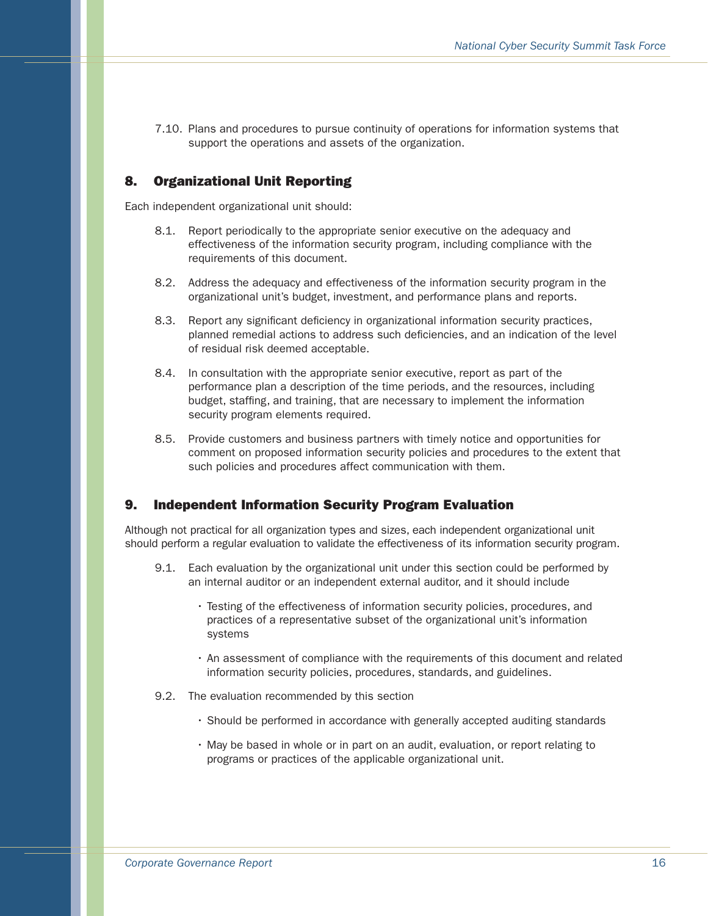7.10. Plans and procedures to pursue continuity of operations for information systems that support the operations and assets of the organization.

## 8. Organizational Unit Reporting

Each independent organizational unit should:

8.1. Report periodically to the appropriate senior executive on the adequacy and effectiveness of the information security program, including compliance with the requirements of this document.

8.2. Address the adequacy and effectiveness of the information security program in the organizational unit's budget, investment, and performance plans and reports.

8.3. Report any significant deficiency in organizational information security practices, planned remedial actions to address such deficiencies, and an indication of the level of residual risk deemed acceptable.

8.4. In consultation with the appropriate senior executive, report as part of the performance plan a description of the time periods, and the resources, including budget, staffing, and training, that are necessary to implement the information security program elements required.

8.5. Provide customers and business partners with timely notice and opportunities for comment on proposed information security policies and procedures to the extent that such policies and procedures affect communication with them.

## 9. Independent Information Security Program Evaluation

Although not practical for all organization types and sizes, each independent organizational unit should perform a regular evaluation to validate the effectiveness of its information security program.

9.1. Each evaluation by the organizational unit under this section could be performed by an internal auditor or an independent external auditor, and it should include

- Testing of the effectiveness of information security policies, procedures, and practices of a representative subset of the organizational unit's information systems
- An assessment of compliance with the requirements of this document and related information security policies, procedures, standards, and guidelines.

9.2. The evaluation recommended by this section

- Should be performed in accordance with generally accepted auditing standards
- May be based in whole or in part on an audit, evaluation, or report relating to programs or practices of the applicable organizational unit.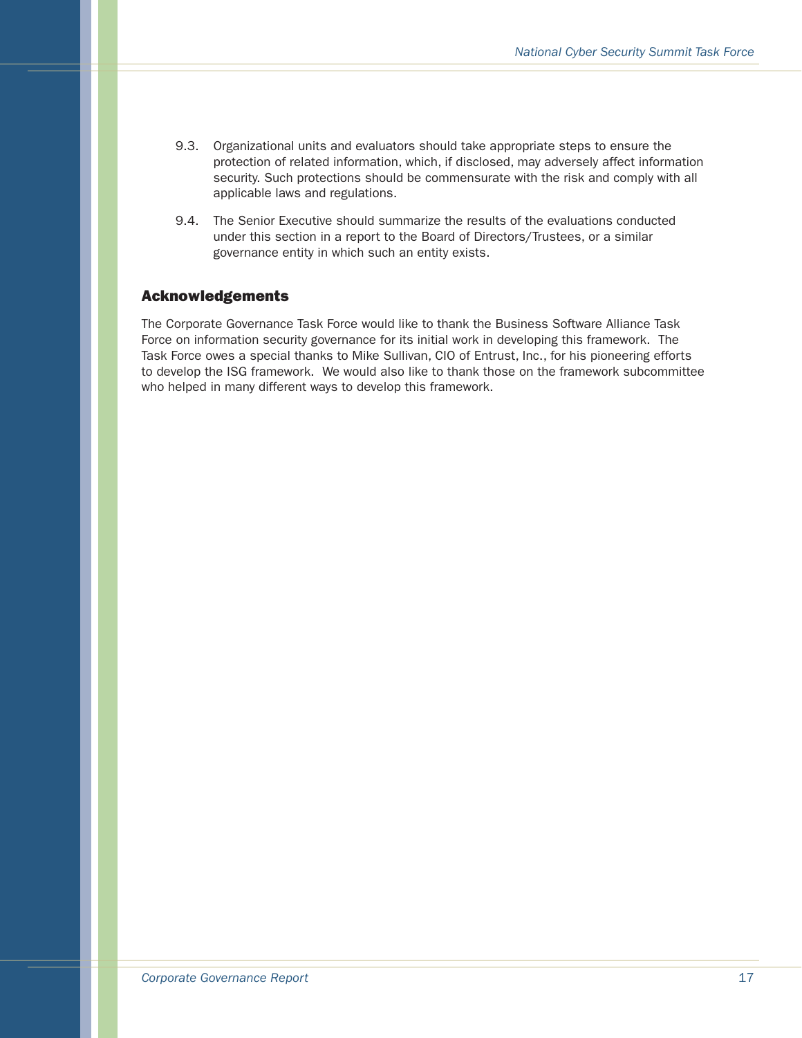9.3. Organizational units and evaluators should take appropriate steps to ensure the protection of related information, which, if disclosed, may adversely affect information security. Such protections should be commensurate with the risk and comply with all applicable laws and regulations.

9.4. The Senior Executive should summarize the results of the evaluations conducted under this section in a report to the Board of Directors/Trustees, or a similar governance entity in which such an entity exists.

## Acknowledgements

The Corporate Governance Task Force would like to thank the Business Software Alliance Task Force on information security governance for its initial work in developing this framework. The Task Force owes a special thanks to Mike Sullivan, CIO of Entrust, Inc., for his pioneering efforts to develop the ISG framework. We would also like to thank those on the framework subcommittee who helped in many different ways to develop this framework.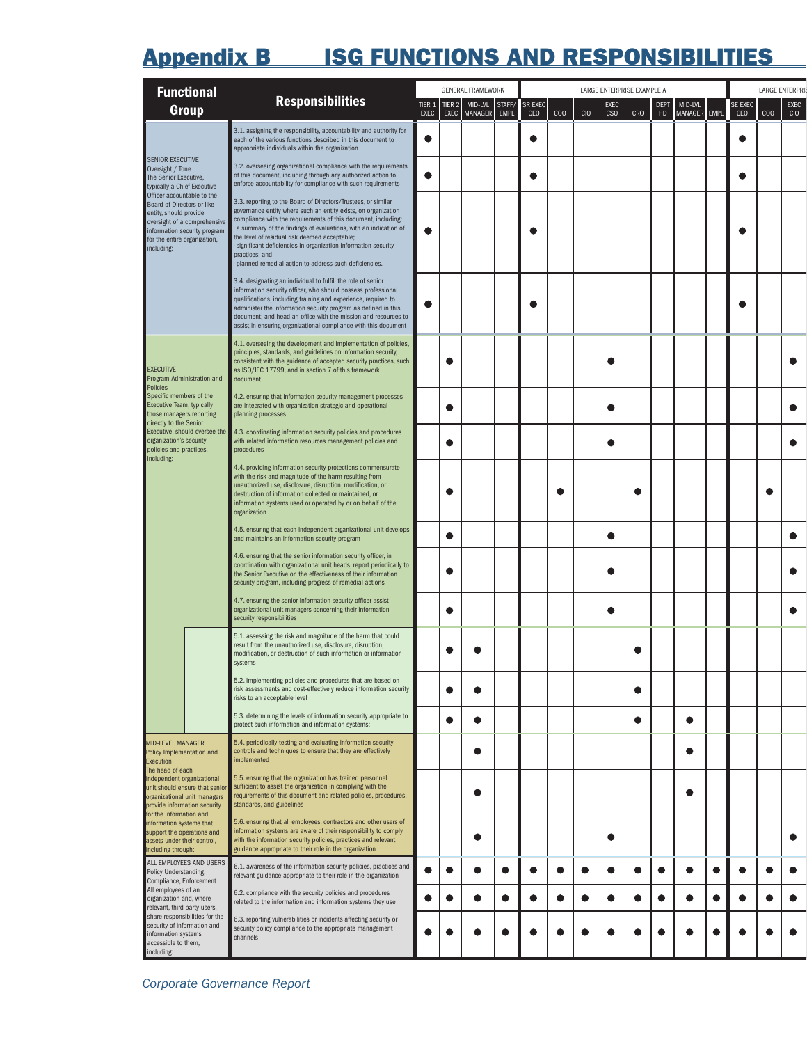# Appendix B ISG FUNCTIONS AND RESPONSIBILITIES

| Functional Group | Responsibilities | GENERAL FRAMEWORK | | | | LARGE ENTERPRISE EXAMPLE A | | | | | | | | LARGE ENTERPRIS | | |
|---|---|---|---|---|---|---|---|---|---|---|---|---|---|---|---|---|
| | | TIER 1 EXEC | TIER 2 EXEC | MID-LVL MANAGER | STAFF/ EMPL | SR EXEC CEO | COO | CIO | EXEC CSO | CRO | DEPT HD | MID-LVL MANAGER | EMPL | SE EXEC CEO | COO | EXEC CIO |
| SENIOR EXECUTIVE Oversight / Tone The Senior Executive, typically a Chief Executive Officer accountable to the Board of Directors or like entity, should provide oversight of a comprehensive information security program for the entire organization, including: | 3.1. assigning the responsibility, accountability and authority for each of the various functions described in this document to appropriate individuals within the organization | ● | | | | ● | | | | | | | | ● | | |
| | 3.2. overseeing organizational compliance with the requirements of this document, including through any authorized action to enforce accountability for compliance with such requirements | ● | | | | ● | | | | | | | | ● | | |
| | 3.3. reporting to the Board of Directors/Trustees, or similar governance entity where such an entity exists, on organization compliance with the requirements of this document, including: · a summary of the findings of evaluations, with an indication of the level of residual risk deemed acceptable; · significant deficiencies in organization information security practices; and · planned remedial action to address such deficiencies. | ● | | | | ● | | | | | | | | ● | | |
| | 3.4. designating an individual to fulfill the role of senior information security officer, who should possess professional qualifications, including training and experience, required to administer the information security program as defined in this document; and head an office with the mission and resources to assist in ensuring organizational compliance with this document | ● | | | | ● | | | | | | | | ● | | |
| EXECUTIVE Program Administration and Policies Specific members of the Executive Team, typically those managers reporting directly to the Senior Executive, should oversee the organization's security policies and practices, including: | 4.1. overseeing the development and implementation of policies, principles, standards, and guidelines on information security, consistent with the guidance of accepted security practices, such as ISO/IEC 17799, and in section 7 of this framework document | | ● | | | | | | ● | | | | | | | ● |
| | 4.2. ensuring that information security management processes are integrated with organization strategic and operational planning processes | | ● | | | | | | ● | | | | | | | ● |
| | 4.3. coordinating information security policies and procedures with related information resources management policies and procedures | | ● | | | | | | ● | | | | | | | ● |
| | 4.4. providing information security protections commensurate with the risk and magnitude of the harm resulting from unauthorized use, disclosure, disruption, modification, or destruction of information collected or maintained, or information systems used or operated by or on behalf of the organization | | ● | | | | ● | | | ● | | | | | ● | |
| | 4.5. ensuring that each independent organizational unit develops and maintains an information security program | | ● | | | | | | ● | | | | | | | ● |
| | 4.6. ensuring that the senior information security officer, in coordination with organizational unit heads, report periodically to the Senior Executive on the effectiveness of their information security program, including progress of remedial actions | | ● | | | | | | ● | | | | | | | ● |
| | 4.7. ensuring the senior information security officer assist organizational unit managers concerning their information security responsibilities | | ● | | | | | | ● | | | | | | | ● |
| | 5.1. assessing the risk and magnitude of the harm that could result from the unauthorized use, disclosure, disruption, modification, or destruction of such information or information systems | | ● | ● | | | | | | ● | | | | | | |
| | 5.2. implementing policies and procedures that are based on risk assessments and cost-effectively reduce information security risks to an acceptable level | | ● | ● | | | | | | ● | | | | | | |
| | 5.3. determining the levels of information security appropriate to protect such information and information systems; | | ● | ● | | | | | | ● | | ● | | | | |
| MID-LEVEL MANAGER Policy Implementation and Execution The head of each independent organizational unit should ensure that senior organizational unit managers provide information security for the information and information systems that support the operations and assets under their control, including through: | 5.4. periodically testing and evaluating information security controls and techniques to ensure that they are effectively implemented | | | ● | | | | | | | | ● | | | | |
| | 5.5. ensuring that the organization has trained personnel sufficient to assist the organization in complying with the requirements of this document and related policies, procedures, standards, and guidelines | | | ● | | | | | | | | ● | | | | |
| | 5.6. ensuring that all employees, contractors and other users of information systems are aware of their responsibility to comply with the information security policies, practices and relevant guidance appropriate to their role in the organization | | | ● | | | | | ● | | | | | | | ● |
| ALL EMPLOYEES AND USERS Policy Understanding, Compliance, Enforcement All employees of an organization and, where relevant, third party users, share responsibilities for the security of information and information systems accessible to them, including: | 6.1. awareness of the information security policies, practices and relevant guidance appropriate to their role in the organization | ● | ● | ● | ● | ● | ● | ● | ● | ● | ● | ● | ● | ● | ● | ● |
| | 6.2. compliance with the security policies and procedures related to the information and information systems they use | ● | ● | ● | ● | ● | ● | ● | ● | ● | ● | ● | ● | ● | ● | ● |
| | 6.3. reporting vulnerabilities or incidents affecting security or security policy compliance to the appropriate management channels | ● | ● | ● | ● | ● | ● | ● | ● | ● | ● | ● | ● | ● | ● | ● |

*Corporate Governance Report*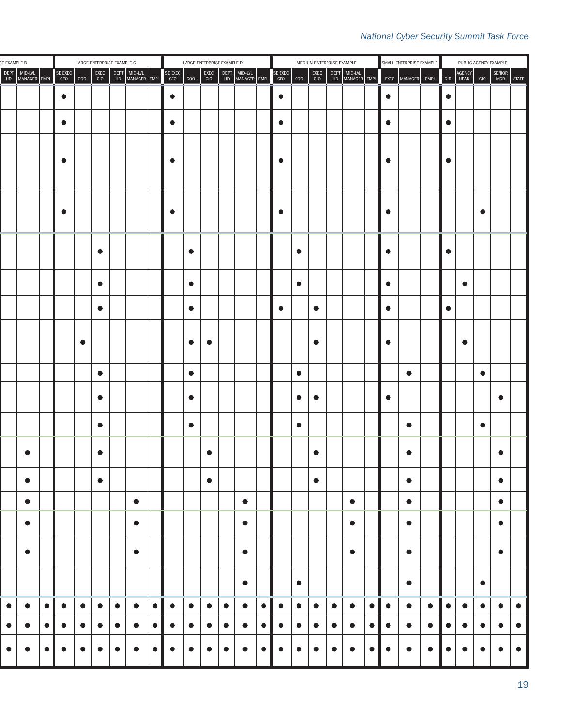| LARGE ENTERPRISE EXAMPLE B | | | LARGE ENTERPRISE EXAMPLE C | | | | | | LARGE ENTERPRISE EXAMPLE D | | | | | | MEDIUM ENTERPRISE EXAMPLE | | | | | | SMALL ENTERPRISE EXAMPLE | | | PUBLIC AGENCY EXAMPLE | | | | |
|---|---|---|---|---|---|---|---|---|---|---|---|---|---|---|---|---|---|---|---|---|---|---|---|---|---|---|---|---|
| DEPT HD | MID-LVL MANAGER | EMPL | SE EXEC CEO | COO | EXEC CIO | DEPT HD | MID-LVL MANAGER | EMPL | SE EXEC CEO | COO | EXEC CIO | DEPT HD | MID-LVL MANAGER | EMPL | SE EXEC CEO | COO | EXEC CIO | DEPT HD | MID-LVL MANAGER | EMPL | EXEC | MANAGER | EMPL | DIR | AGENCY HEAD | CIO | SENIOR MGR | STAFF |
| | | | ● | | | | | | ● | | | | | | ● | | | | | | ● | | | ● | | | | |
| | | | ● | | | | | | ● | | | | | | ● | | | | | | ● | | | ● | | | | |
| | | | ● | | | | | | ● | | | | | | ● | | | | | | ● | | | ● | | | | |
| | | | ● | | | | | | ● | | | | | | ● | | | | | | ● | | | | | ● | | |
| | | | | | ● | | | | | ● | | | | | | ● | | | | | ● | | | ● | | | | |
| | | | | | ● | | | | | ● | | | | | | ● | | | | | ● | | | | ● | | | |
| | | | | | ● | | | | | ● | | | | | ● | | ● | | | | ● | | | ● | | | | |
| | | | | ● | | | | | | ● | ● | | | | | | ● | | | | ● | | | | ● | | | |
| | | | | | ● | | | | | ● | | | | | | ● | | | | | | ● | | | | ● | | |
| | | | | | ● | | | | | ● | | | | | | ● | ● | | | | ● | | | | | | ● | |
| | | | | | ● | | | | | ● | | | | | | ● | | | | | | ● | | | | ● | | |
| | ● | | | | ● | | | | | | ● | | | | | | ● | | | | | ● | | | | | ● | |
| | ● | | | | ● | | | | | | ● | | | | | | ● | | | | | ● | | | | | ● | |
| | ● | | | | | | ● | | | | | | ● | | | | | | ● | | | ● | | | | | ● | |
| | ● | | | | | | ● | | | | | | ● | | | | | | ● | | | ● | | | | | ● | |
| | ● | | | | | | ● | | | | | | ● | | | | | | ● | | | ● | | | | | ● | |
| | | | | | | | | | | | | | ● | | | ● | | | | | | ● | | | | ● | | |
| ● | ● | ● | ● | ● | ● | ● | ● | ● | ● | ● | ● | ● | ● | ● | ● | ● | ● | ● | ● | ● | ● | ● | ● | ● | ● | ● | ● | ● |
| ● | ● | ● | ● | ● | ● | ● | ● | ● | ● | ● | ● | ● | ● | ● | ● | ● | ● | ● | ● | ● | ● | ● | ● | ● | ● | ● | ● | ● |
| ● | ● | ● | ● | ● | ● | ● | ● | ● | ● | ● | ● | ● | ● | ● | ● | ● | ● | ● | ● | ● | ● | ● | ● | ● | ● | ● | ● | ● |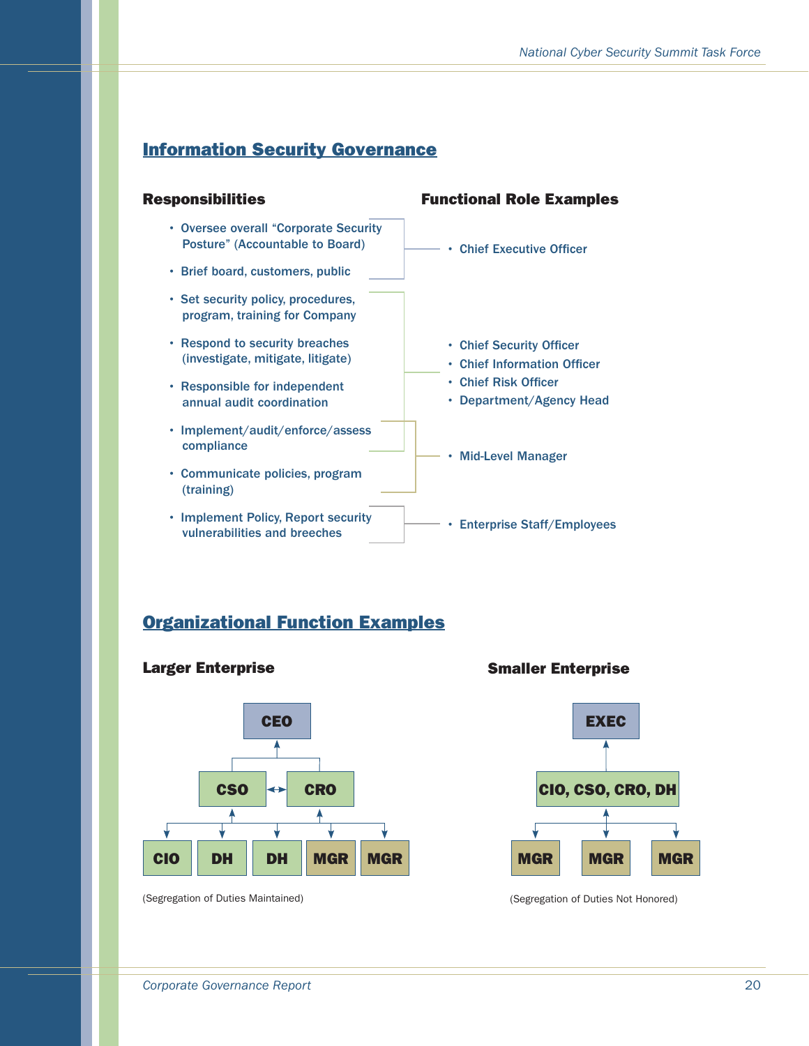## Information Security Governance

| Responsibilities | Functional Role Examples |
| --- | --- |
| • Oversee overall "Corporate Security Posture" (Accountable to Board)<br>• Brief board, customers, public | • Chief Executive Officer |
| • Set security policy, procedures, program, training for Company<br>• Respond to security breaches (investigate, mitigate, litigate)<br>• Responsible for independent annual audit coordination<br>• Implement/audit/enforce/assess compliance | • Chief Security Officer<br>• Chief Information Officer<br>• Chief Risk Officer<br>• Department/Agency Head |
| • Implement/audit/enforce/assess compliance<br>• Communicate policies, program (training) | • Mid-Level Manager |
| • Implement Policy, Report security vulnerabilities and breeches | • Enterprise Staff/Employees |

## Organizational Function Examples

### Larger Enterprise

- CEO
  - CSO ↔ CRO
    - CIO
    - DH
    - DH
    - MGR
    - MGR

(Segregation of Duties Maintained)

### Smaller Enterprise

- EXEC
  - CIO, CSO, CRO, DH
    - MGR
    - MGR
    - MGR

(Segregation of Duties Not Honored)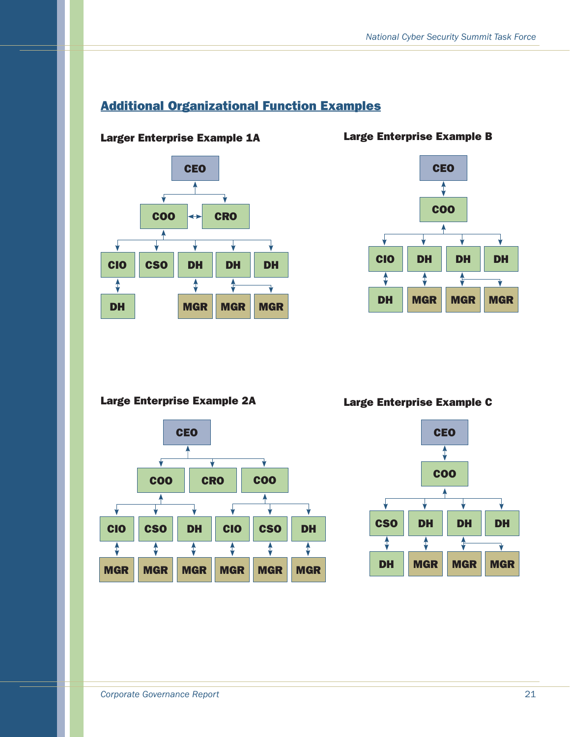## Additional Organizational Function Examples

**Larger Enterprise Example 1A**

CEO

COO CRO

CIO CSO DH DH DH

DH MGR MGR MGR

**Large Enterprise Example B**

CEO

COO

CIO DH DH DH

DH MGR MGR MGR

**Large Enterprise Example 2A**

CEO

COO CRO COO

CIO CSO DH CIO CSO DH

MGR MGR MGR MGR MGR MGR

**Large Enterprise Example C**

CEO

COO

CSO DH DH DH

DH MGR MGR MGR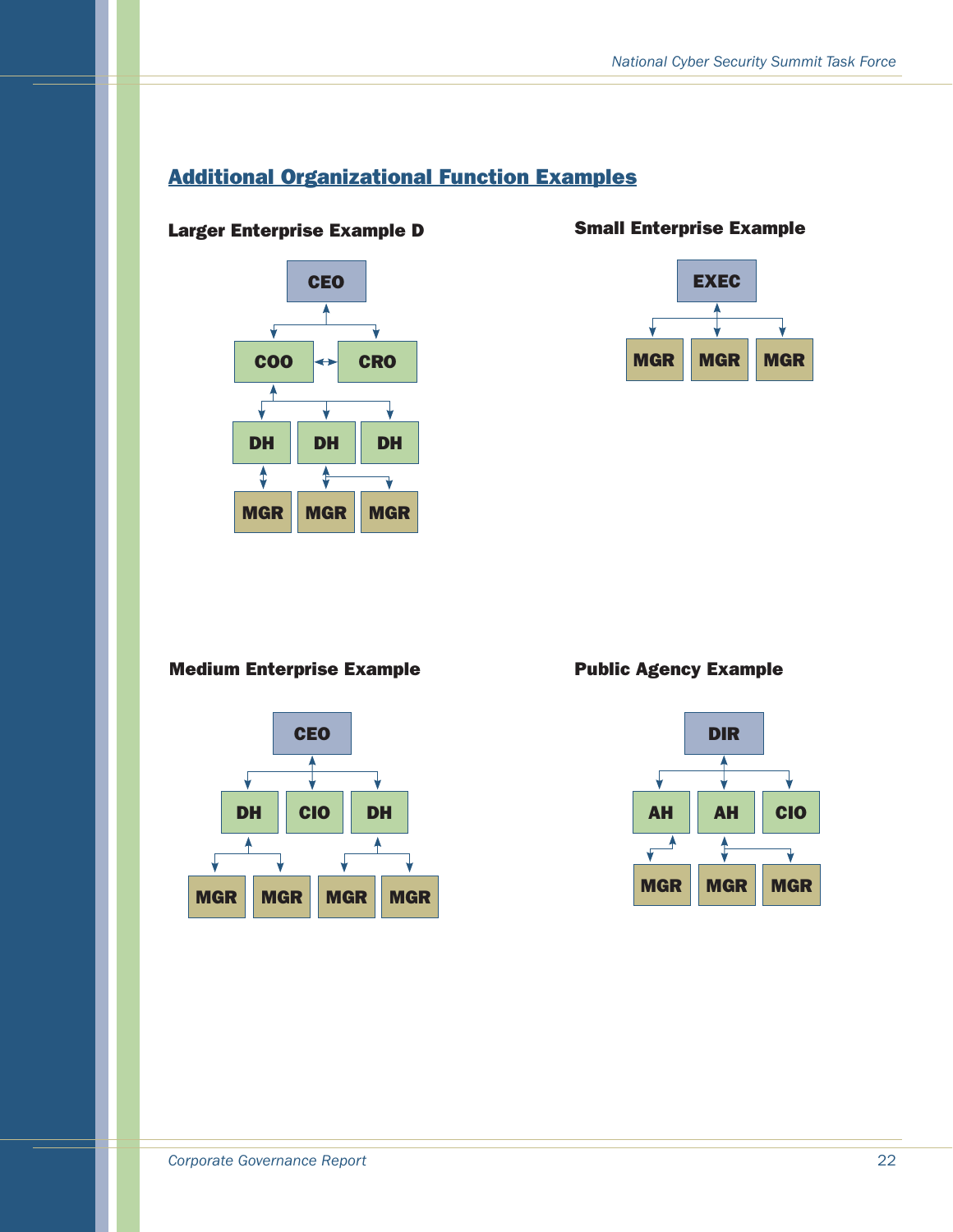## Additional Organizational Function Examples

### Larger Enterprise Example D

CEO

COO CRO

DH DH DH

MGR MGR MGR

### Small Enterprise Example

EXEC

MGR MGR MGR

### Medium Enterprise Example

CEO

DH CIO DH

MGR MGR MGR MGR

### Public Agency Example

DIR

AH AH CIO

MGR MGR MGR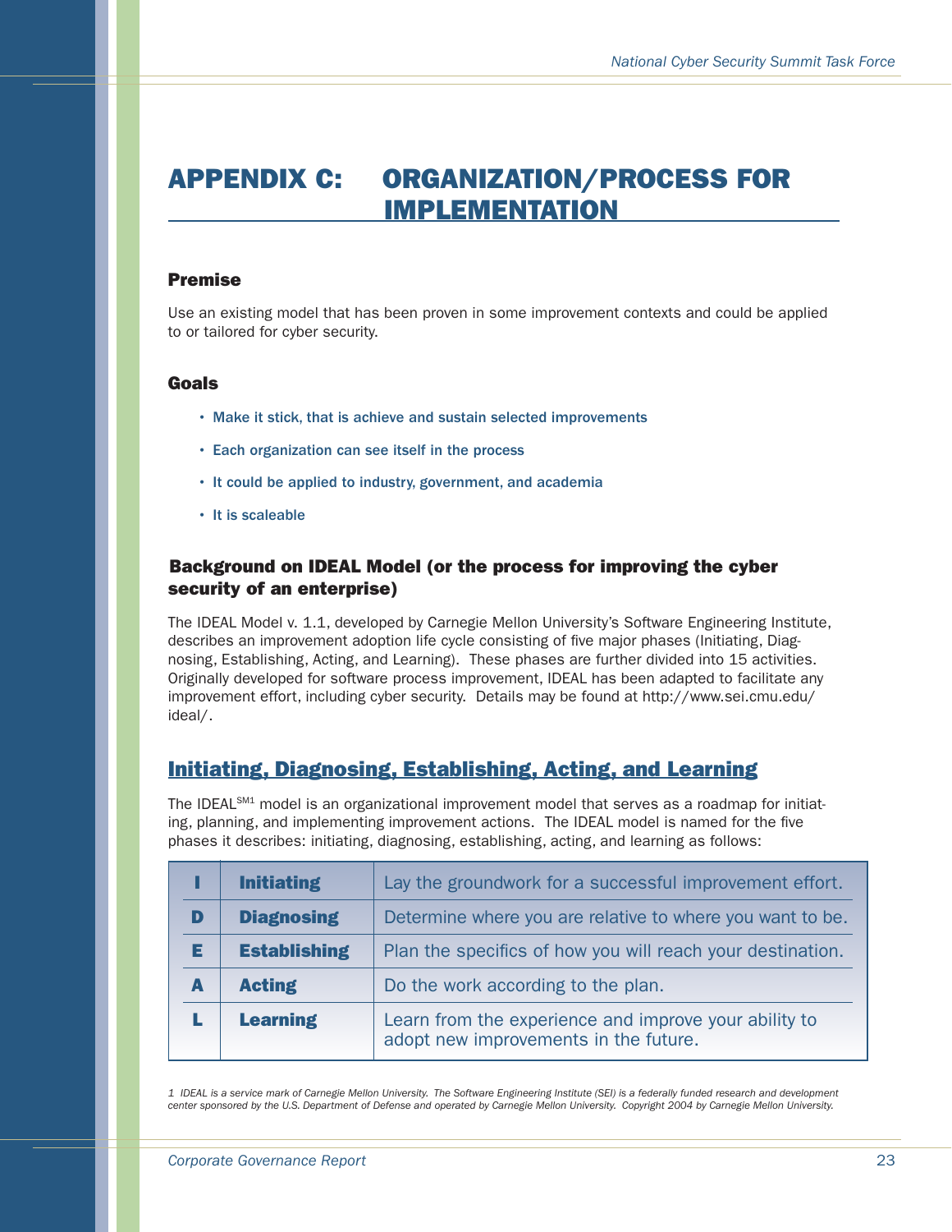# APPENDIX C: ORGANIZATION/PROCESS FOR IMPLEMENTATION

### Premise

Use an existing model that has been proven in some improvement contexts and could be applied to or tailored for cyber security.

### Goals

- Make it stick, that is achieve and sustain selected improvements
- Each organization can see itself in the process
- It could be applied to industry, government, and academia
- It is scaleable

### Background on IDEAL Model (or the process for improving the cyber security of an enterprise)

The IDEAL Model v. 1.1, developed by Carnegie Mellon University's Software Engineering Institute, describes an improvement adoption life cycle consisting of five major phases (Initiating, Diagnosing, Establishing, Acting, and Learning). These phases are further divided into 15 activities. Originally developed for software process improvement, IDEAL has been adapted to facilitate any improvement effort, including cyber security. Details may be found at http://www.sei.cmu.edu/ideal/.

## Initiating, Diagnosing, Establishing, Acting, and Learning

The IDEAL[SM1] model is an organizational improvement model that serves as a roadmap for initiating, planning, and implementing improvement actions. The IDEAL model is named for the five phases it describes: initiating, diagnosing, establishing, acting, and learning as follows:

| | | |
|---|---|---|
| **I** | **Initiating** | Lay the groundwork for a successful improvement effort. |
| **D** | **Diagnosing** | Determine where you are relative to where you want to be. |
| **E** | **Establishing** | Plan the specifics of how you will reach your destination. |
| **A** | **Acting** | Do the work according to the plan. |
| **L** | **Learning** | Learn from the experience and improve your ability to adopt new improvements in the future. |

*1 IDEAL is a service mark of Carnegie Mellon University. The Software Engineering Institute (SEI) is a federally funded research and development center sponsored by the U.S. Department of Defense and operated by Carnegie Mellon University. Copyright 2004 by Carnegie Mellon University.*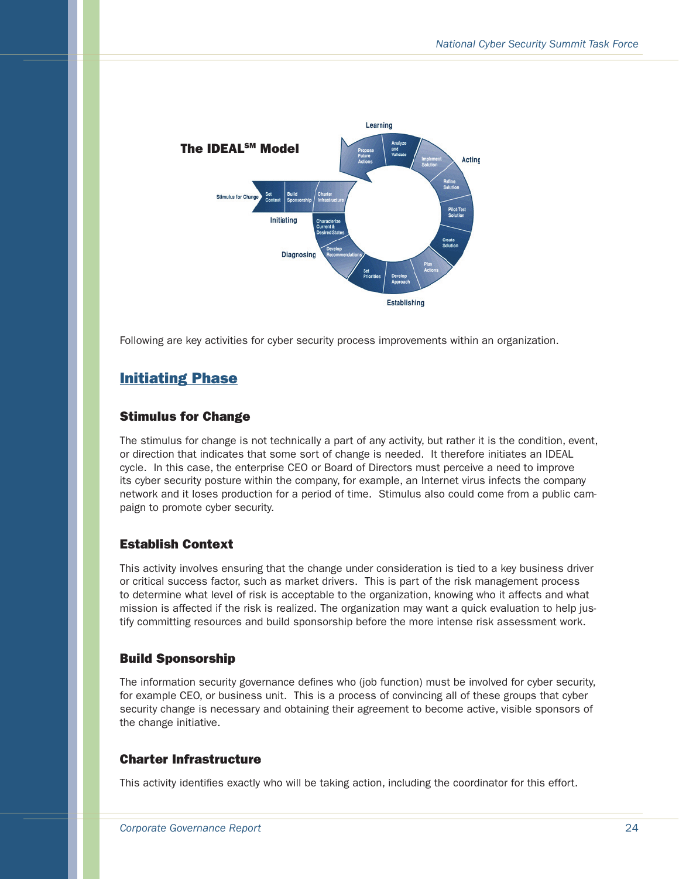**The IDEAL℠ Model**

Following are key activities for cyber security process improvements within an organization.

## Initiating Phase

### Stimulus for Change

The stimulus for change is not technically a part of any activity, but rather it is the condition, event, or direction that indicates that some sort of change is needed. It therefore initiates an IDEAL cycle. In this case, the enterprise CEO or Board of Directors must perceive a need to improve its cyber security posture within the company, for example, an Internet virus infects the company network and it loses production for a period of time. Stimulus also could come from a public campaign to promote cyber security.

### Establish Context

This activity involves ensuring that the change under consideration is tied to a key business driver or critical success factor, such as market drivers. This is part of the risk management process to determine what level of risk is acceptable to the organization, knowing who it affects and what mission is affected if the risk is realized. The organization may want a quick evaluation to help justify committing resources and build sponsorship before the more intense risk assessment work.

### Build Sponsorship

The information security governance defines who (job function) must be involved for cyber security, for example CEO, or business unit. This is a process of convincing all of these groups that cyber security change is necessary and obtaining their agreement to become active, visible sponsors of the change initiative.

### Charter Infrastructure

This activity identifies exactly who will be taking action, including the coordinator for this effort.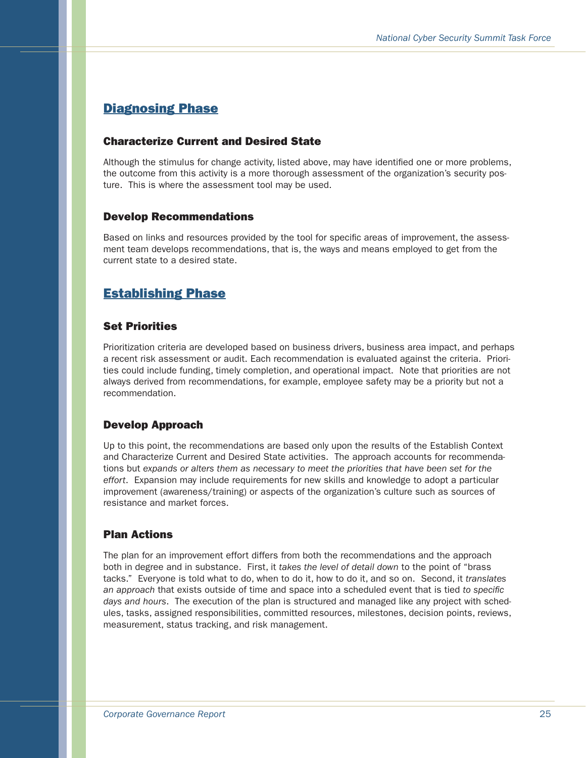## Diagnosing Phase

### Characterize Current and Desired State

Although the stimulus for change activity, listed above, may have identified one or more problems, the outcome from this activity is a more thorough assessment of the organization's security posture. This is where the assessment tool may be used.

### Develop Recommendations

Based on links and resources provided by the tool for specific areas of improvement, the assessment team develops recommendations, that is, the ways and means employed to get from the current state to a desired state.

## Establishing Phase

### Set Priorities

Prioritization criteria are developed based on business drivers, business area impact, and perhaps a recent risk assessment or audit. Each recommendation is evaluated against the criteria. Priorities could include funding, timely completion, and operational impact. Note that priorities are not always derived from recommendations, for example, employee safety may be a priority but not a recommendation.

### Develop Approach

Up to this point, the recommendations are based only upon the results of the Establish Context and Characterize Current and Desired State activities. The approach accounts for recommendations but *expands or alters them as necessary to meet the priorities that have been set for the effort*. Expansion may include requirements for new skills and knowledge to adopt a particular improvement (awareness/training) or aspects of the organization's culture such as sources of resistance and market forces.

### Plan Actions

The plan for an improvement effort differs from both the recommendations and the approach both in degree and in substance. First, it *takes the level of detail down* to the point of "brass tacks." Everyone is told what to do, when to do it, how to do it, and so on. Second, it *translates an approach* that exists outside of time and space into a scheduled event that is tied *to specific days and hours*. The execution of the plan is structured and managed like any project with schedules, tasks, assigned responsibilities, committed resources, milestones, decision points, reviews, measurement, status tracking, and risk management.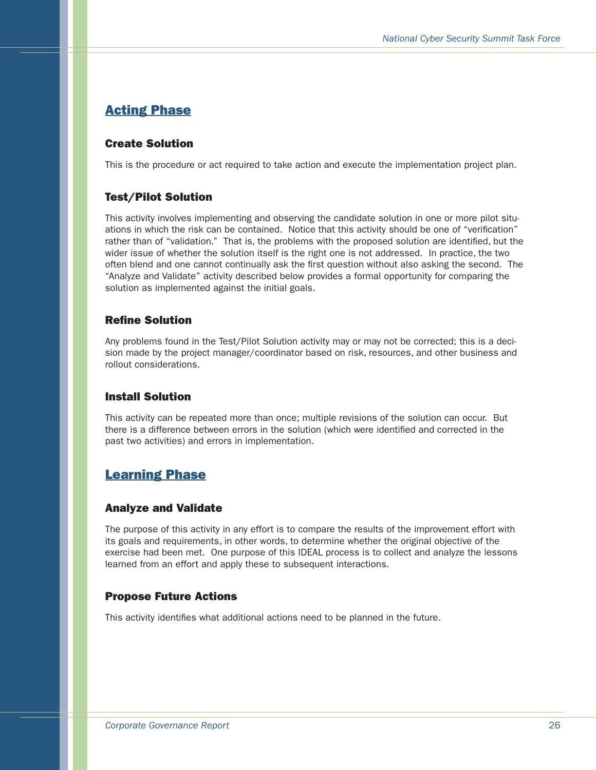## Acting Phase

### Create Solution

This is the procedure or act required to take action and execute the implementation project plan.

### Test/Pilot Solution

This activity involves implementing and observing the candidate solution in one or more pilot situations in which the risk can be contained. Notice that this activity should be one of "verification" rather than of "validation." That is, the problems with the proposed solution are identified, but the wider issue of whether the solution itself is the right one is not addressed. In practice, the two often blend and one cannot continually ask the first question without also asking the second. The "Analyze and Validate" activity described below provides a formal opportunity for comparing the solution as implemented against the initial goals.

### Refine Solution

Any problems found in the Test/Pilot Solution activity may or may not be corrected; this is a decision made by the project manager/coordinator based on risk, resources, and other business and rollout considerations.

### Install Solution

This activity can be repeated more than once; multiple revisions of the solution can occur. But there is a difference between errors in the solution (which were identified and corrected in the past two activities) and errors in implementation.

## Learning Phase

### Analyze and Validate

The purpose of this activity in any effort is to compare the results of the improvement effort with its goals and requirements, in other words, to determine whether the original objective of the exercise had been met. One purpose of this IDEAL process is to collect and analyze the lessons learned from an effort and apply these to subsequent interactions.

### Propose Future Actions

This activity identifies what additional actions need to be planned in the future.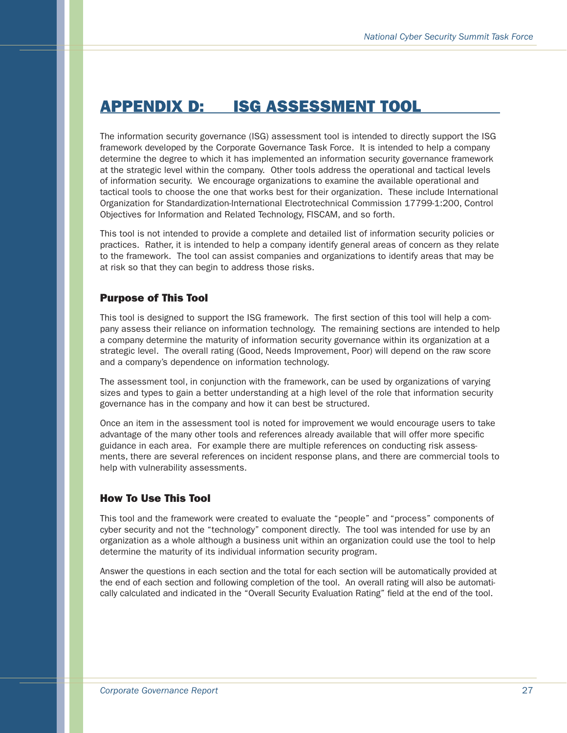# APPENDIX D: ISG ASSESSMENT TOOL

The information security governance (ISG) assessment tool is intended to directly support the ISG framework developed by the Corporate Governance Task Force. It is intended to help a company determine the degree to which it has implemented an information security governance framework at the strategic level within the company. Other tools address the operational and tactical levels of information security. We encourage organizations to examine the available operational and tactical tools to choose the one that works best for their organization. These include International Organization for Standardization-International Electrotechnical Commission 17799-1:200, Control Objectives for Information and Related Technology, FISCAM, and so forth.

This tool is not intended to provide a complete and detailed list of information security policies or practices. Rather, it is intended to help a company identify general areas of concern as they relate to the framework. The tool can assist companies and organizations to identify areas that may be at risk so that they can begin to address those risks.

## Purpose of This Tool

This tool is designed to support the ISG framework. The first section of this tool will help a company assess their reliance on information technology. The remaining sections are intended to help a company determine the maturity of information security governance within its organization at a strategic level. The overall rating (Good, Needs Improvement, Poor) will depend on the raw score and a company's dependence on information technology.

The assessment tool, in conjunction with the framework, can be used by organizations of varying sizes and types to gain a better understanding at a high level of the role that information security governance has in the company and how it can best be structured.

Once an item in the assessment tool is noted for improvement we would encourage users to take advantage of the many other tools and references already available that will offer more specific guidance in each area. For example there are multiple references on conducting risk assessments, there are several references on incident response plans, and there are commercial tools to help with vulnerability assessments.

## How To Use This Tool

This tool and the framework were created to evaluate the "people" and "process" components of cyber security and not the "technology" component directly. The tool was intended for use by an organization as a whole although a business unit within an organization could use the tool to help determine the maturity of its individual information security program.

Answer the questions in each section and the total for each section will be automatically provided at the end of each section and following completion of the tool. An overall rating will also be automatically calculated and indicated in the "Overall Security Evaluation Rating" field at the end of the tool.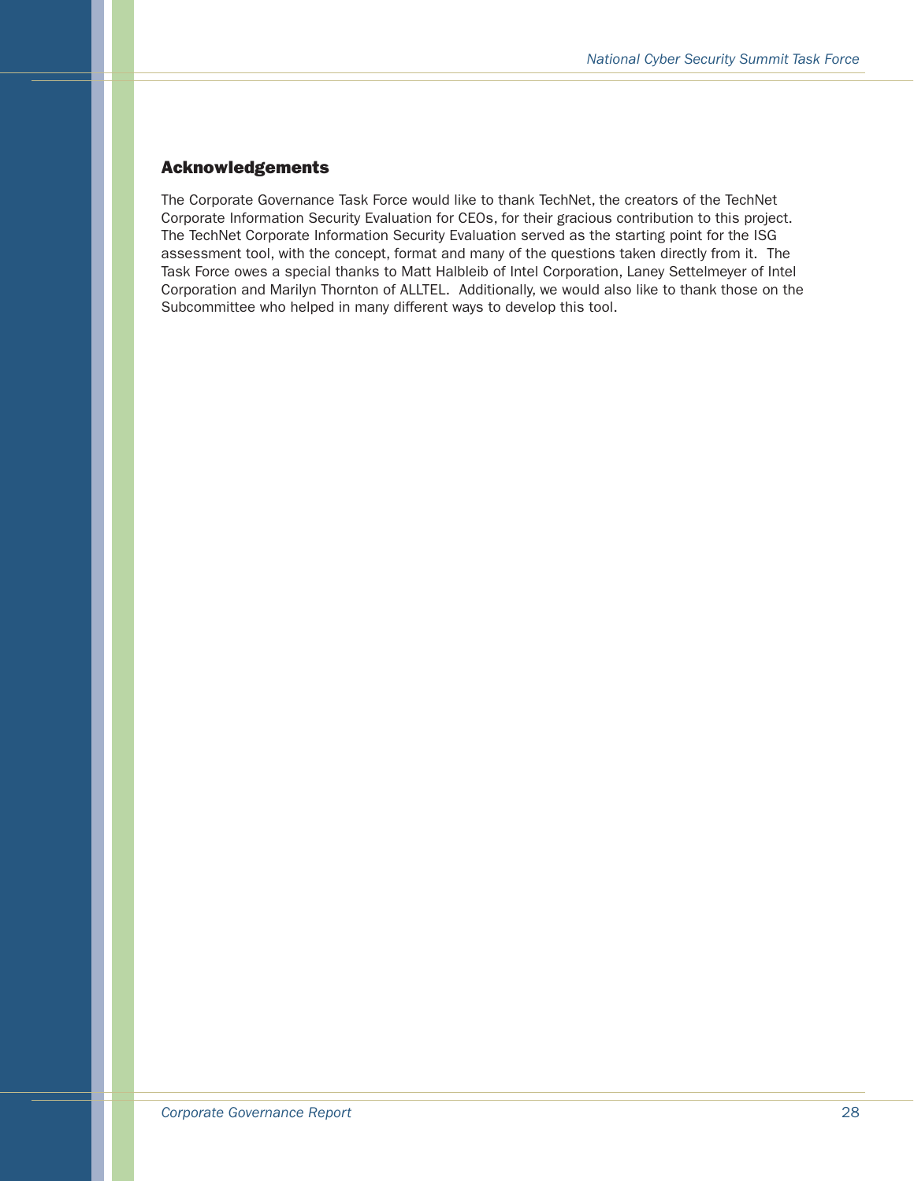## Acknowledgements

The Corporate Governance Task Force would like to thank TechNet, the creators of the TechNet Corporate Information Security Evaluation for CEOs, for their gracious contribution to this project. The TechNet Corporate Information Security Evaluation served as the starting point for the ISG assessment tool, with the concept, format and many of the questions taken directly from it. The Task Force owes a special thanks to Matt Halbleib of Intel Corporation, Laney Settelmeyer of Intel Corporation and Marilyn Thornton of ALLTEL. Additionally, we would also like to thank those on the Subcommittee who helped in many different ways to develop this tool.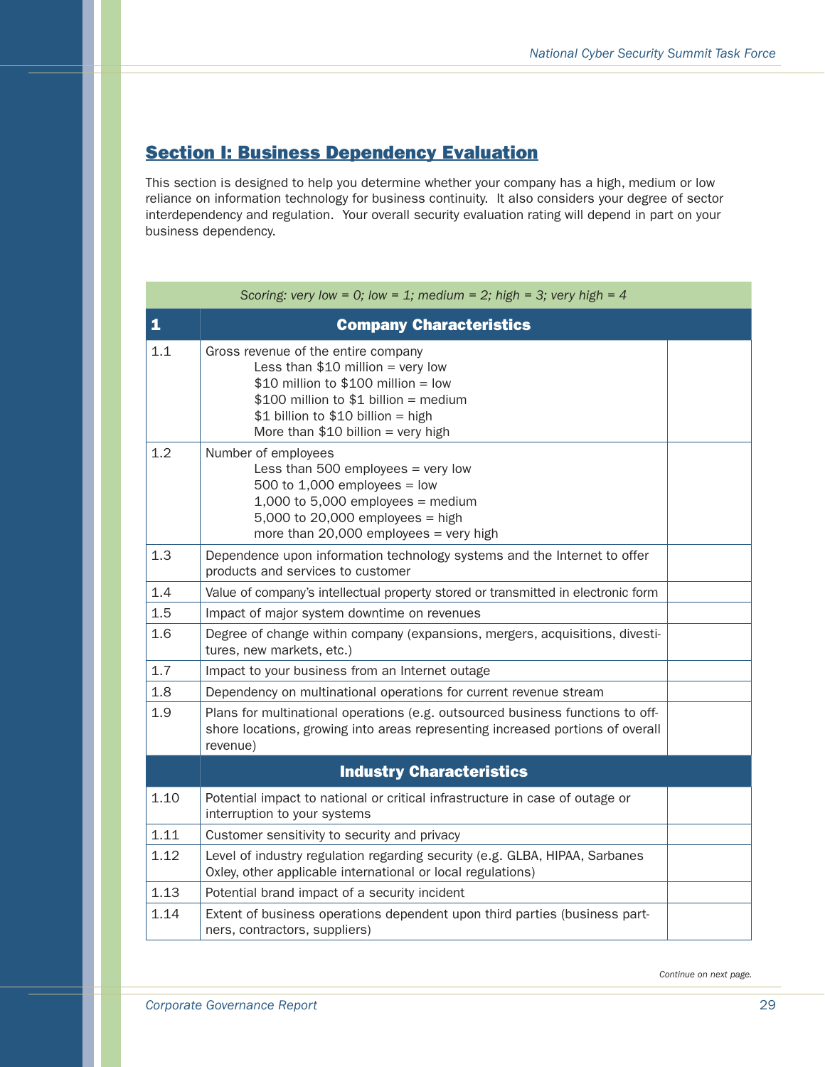## Section I: Business Dependency Evaluation

This section is designed to help you determine whether your company has a high, medium or low reliance on information technology for business continuity. It also considers your degree of sector interdependency and regulation. Your overall security evaluation rating will depend in part on your business dependency.

| *Scoring: very low = 0; low = 1; medium = 2; high = 3; very high = 4* | | |
|---|---|---|
| **1** | **Company Characteristics** | |
| 1.1 | Gross revenue of the entire company<br>Less than $10 million = very low<br>$10 million to $100 million = low<br>$100 million to $1 billion = medium<br>$1 billion to $10 billion = high<br>More than $10 billion = very high | |
| 1.2 | Number of employees<br>Less than 500 employees = very low<br>500 to 1,000 employees = low<br>1,000 to 5,000 employees = medium<br>5,000 to 20,000 employees = high<br>more than 20,000 employees = very high | |
| 1.3 | Dependence upon information technology systems and the Internet to offer products and services to customer | |
| 1.4 | Value of company's intellectual property stored or transmitted in electronic form | |
| 1.5 | Impact of major system downtime on revenues | |
| 1.6 | Degree of change within company (expansions, mergers, acquisitions, divestitures, new markets, etc.) | |
| 1.7 | Impact to your business from an Internet outage | |
| 1.8 | Dependency on multinational operations for current revenue stream | |
| 1.9 | Plans for multinational operations (e.g. outsourced business functions to offshore locations, growing into areas representing increased portions of overall revenue) | |
| | **Industry Characteristics** | |
| 1.10 | Potential impact to national or critical infrastructure in case of outage or interruption to your systems | |
| 1.11 | Customer sensitivity to security and privacy | |
| 1.12 | Level of industry regulation regarding security (e.g. GLBA, HIPAA, Sarbanes Oxley, other applicable international or local regulations) | |
| 1.13 | Potential brand impact of a security incident | |
| 1.14 | Extent of business operations dependent upon third parties (business partners, contractors, suppliers) | |

*Continue on next page.*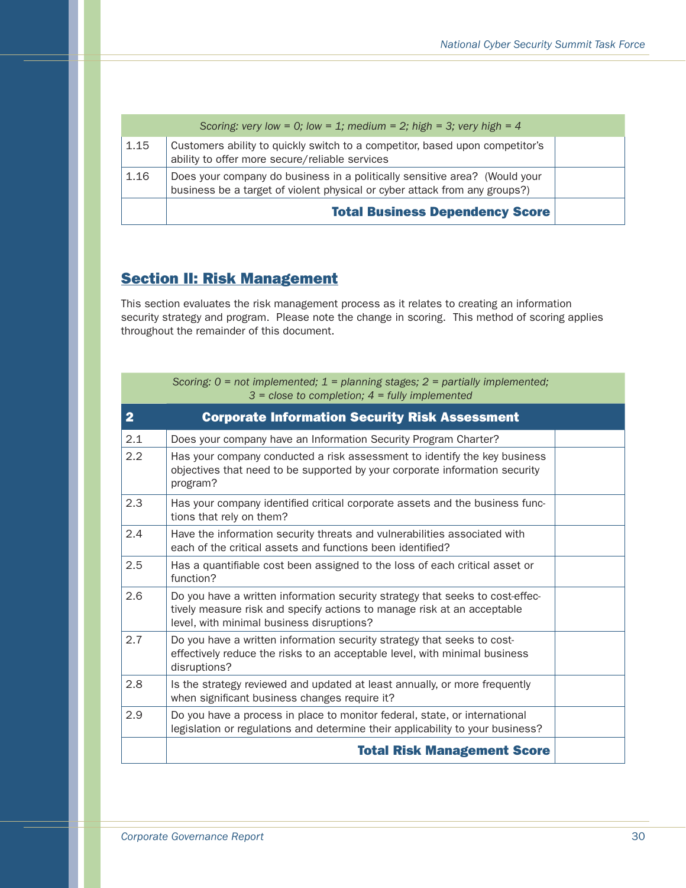| Scoring: very low = 0; low = 1; medium = 2; high = 3; very high = 4 | | |
|---|---|---|
| 1.15 | Customers ability to quickly switch to a competitor, based upon competitor's ability to offer more secure/reliable services | |
| 1.16 | Does your company do business in a politically sensitive area? (Would your business be a target of violent physical or cyber attack from any groups?) | |
| | **Total Business Dependency Score** | |

## Section II: Risk Management

This section evaluates the risk management process as it relates to creating an information security strategy and program. Please note the change in scoring. This method of scoring applies throughout the remainder of this document.

| *Scoring: 0 = not implemented; 1 = planning stages; 2 = partially implemented; 3 = close to completion; 4 = fully implemented* | | |
|---|---|---|
| **2** | **Corporate Information Security Risk Assessment** | |
| 2.1 | Does your company have an Information Security Program Charter? | |
| 2.2 | Has your company conducted a risk assessment to identify the key business objectives that need to be supported by your corporate information security program? | |
| 2.3 | Has your company identified critical corporate assets and the business functions that rely on them? | |
| 2.4 | Have the information security threats and vulnerabilities associated with each of the critical assets and functions been identified? | |
| 2.5 | Has a quantifiable cost been assigned to the loss of each critical asset or function? | |
| 2.6 | Do you have a written information security strategy that seeks to cost-effectively measure risk and specify actions to manage risk at an acceptable level, with minimal business disruptions? | |
| 2.7 | Do you have a written information security strategy that seeks to cost-effectively reduce the risks to an acceptable level, with minimal business disruptions? | |
| 2.8 | Is the strategy reviewed and updated at least annually, or more frequently when significant business changes require it? | |
| 2.9 | Do you have a process in place to monitor federal, state, or international legislation or regulations and determine their applicability to your business? | |
| | **Total Risk Management Score** | |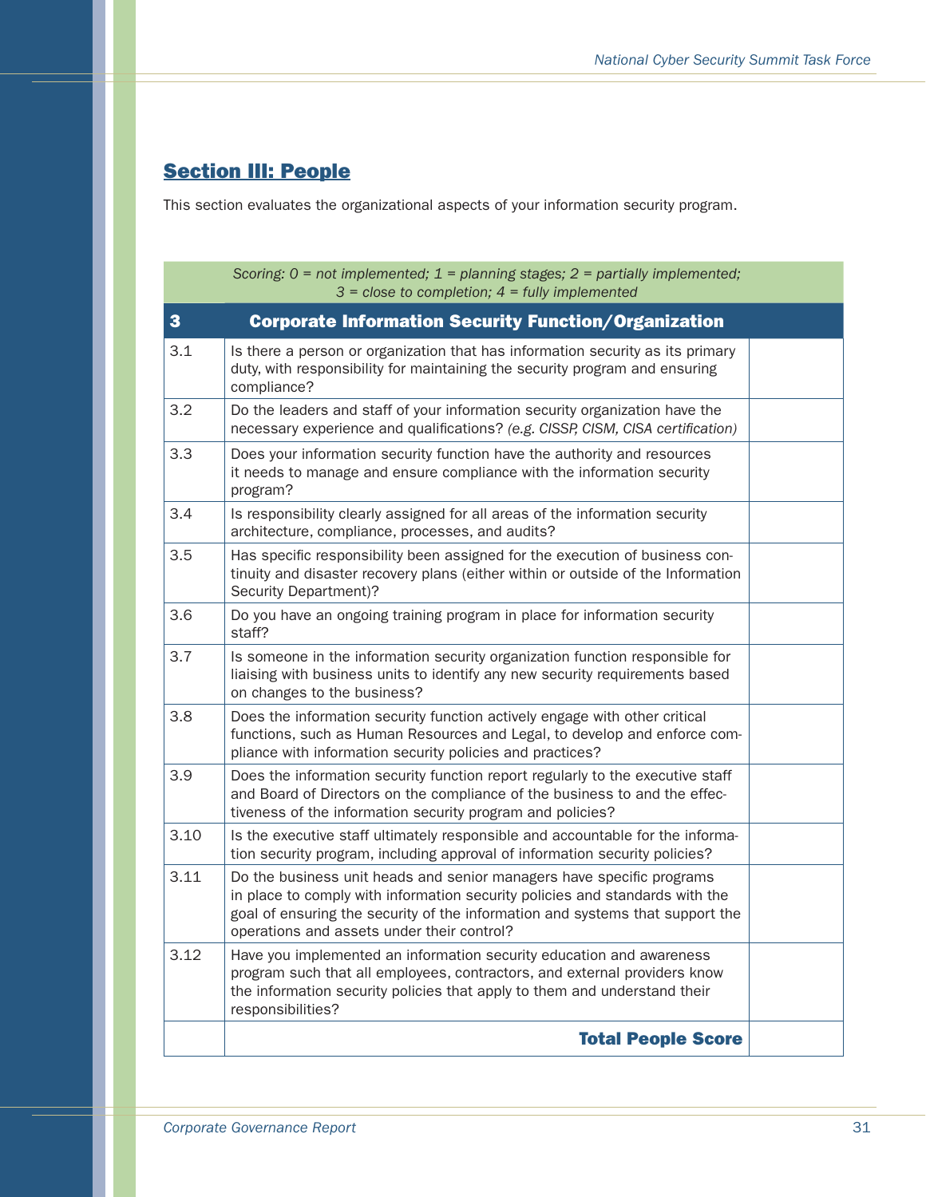## Section III: People

This section evaluates the organizational aspects of your information security program.

| *Scoring: 0 = not implemented; 1 = planning stages; 2 = partially implemented; 3 = close to completion; 4 = fully implemented* | | |
|---|---|---|
| **3** | **Corporate Information Security Function/Organization** | |
| 3.1 | Is there a person or organization that has information security as its primary duty, with responsibility for maintaining the security program and ensuring compliance? | |
| 3.2 | Do the leaders and staff of your information security organization have the necessary experience and qualifications? *(e.g. CISSP, CISM, CISA certification)* | |
| 3.3 | Does your information security function have the authority and resources it needs to manage and ensure compliance with the information security program? | |
| 3.4 | Is responsibility clearly assigned for all areas of the information security architecture, compliance, processes, and audits? | |
| 3.5 | Has specific responsibility been assigned for the execution of business continuity and disaster recovery plans (either within or outside of the Information Security Department)? | |
| 3.6 | Do you have an ongoing training program in place for information security staff? | |
| 3.7 | Is someone in the information security organization function responsible for liaising with business units to identify any new security requirements based on changes to the business? | |
| 3.8 | Does the information security function actively engage with other critical functions, such as Human Resources and Legal, to develop and enforce compliance with information security policies and practices? | |
| 3.9 | Does the information security function report regularly to the executive staff and Board of Directors on the compliance of the business to and the effectiveness of the information security program and policies? | |
| 3.10 | Is the executive staff ultimately responsible and accountable for the information security program, including approval of information security policies? | |
| 3.11 | Do the business unit heads and senior managers have specific programs in place to comply with information security policies and standards with the goal of ensuring the security of the information and systems that support the operations and assets under their control? | |
| 3.12 | Have you implemented an information security education and awareness program such that all employees, contractors, and external providers know the information security policies that apply to them and understand their responsibilities? | |
| | **Total People Score** | |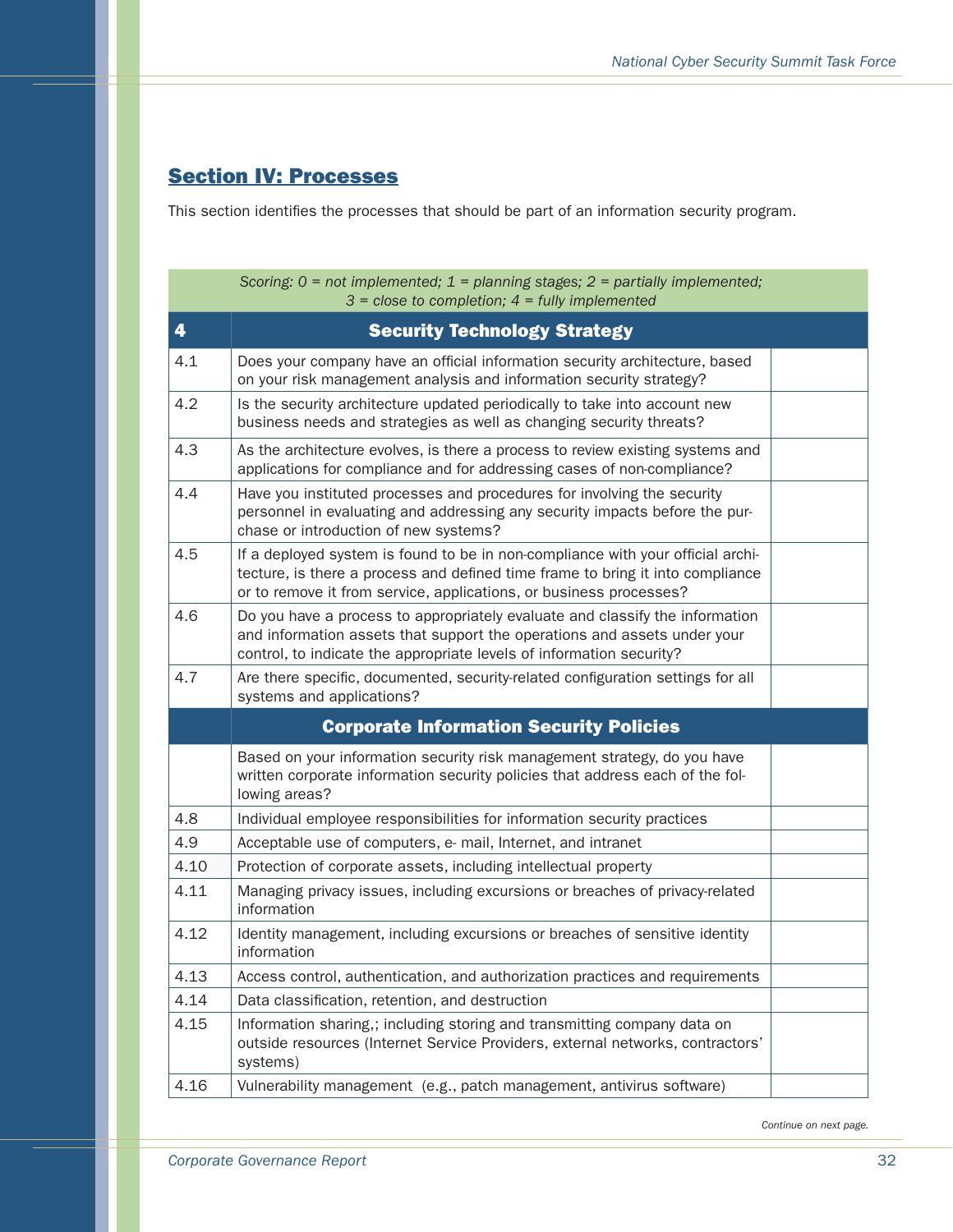## Section IV: Processes

This section identifies the processes that should be part of an information security program.

| *Scoring: 0 = not implemented; 1 = planning stages; 2 = partially implemented; 3 = close to completion; 4 = fully implemented* | | |
|---|---|---|
| **4** | **Security Technology Strategy** | |
| 4.1 | Does your company have an official information security architecture, based on your risk management analysis and information security strategy? | |
| 4.2 | Is the security architecture updated periodically to take into account new business needs and strategies as well as changing security threats? | |
| 4.3 | As the architecture evolves, is there a process to review existing systems and applications for compliance and for addressing cases of non-compliance? | |
| 4.4 | Have you instituted processes and procedures for involving the security personnel in evaluating and addressing any security impacts before the purchase or introduction of new systems? | |
| 4.5 | If a deployed system is found to be in non-compliance with your official architecture, is there a process and defined time frame to bring it into compliance or to remove it from service, applications, or business processes? | |
| 4.6 | Do you have a process to appropriately evaluate and classify the information and information assets that support the operations and assets under your control, to indicate the appropriate levels of information security? | |
| 4.7 | Are there specific, documented, security-related configuration settings for all systems and applications? | |
| | **Corporate Information Security Policies** | |
| | Based on your information security risk management strategy, do you have written corporate information security policies that address each of the following areas? | |
| 4.8 | Individual employee responsibilities for information security practices | |
| 4.9 | Acceptable use of computers, e- mail, Internet, and intranet | |
| 4.10 | Protection of corporate assets, including intellectual property | |
| 4.11 | Managing privacy issues, including excursions or breaches of privacy-related information | |
| 4.12 | Identity management, including excursions or breaches of sensitive identity information | |
| 4.13 | Access control, authentication, and authorization practices and requirements | |
| 4.14 | Data classification, retention, and destruction | |
| 4.15 | Information sharing,; including storing and transmitting company data on outside resources (Internet Service Providers, external networks, contractors' systems) | |
| 4.16 | Vulnerability management (e.g., patch management, antivirus software) | |

*Continue on next page.*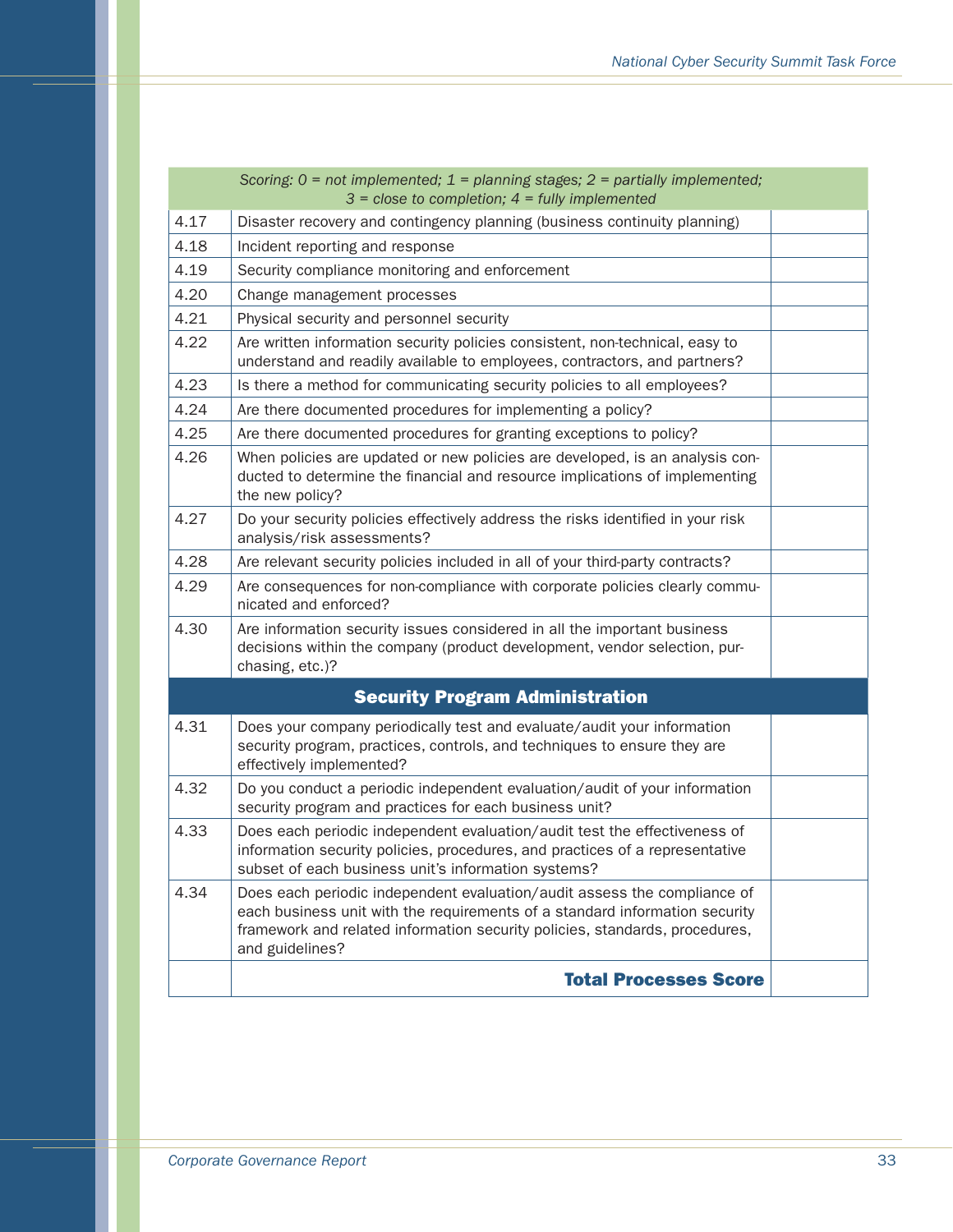| | *Scoring: 0 = not implemented; 1 = planning stages; 2 = partially implemented; 3 = close to completion; 4 = fully implemented* | |
|---|---|---|
| 4.17 | Disaster recovery and contingency planning (business continuity planning) | |
| 4.18 | Incident reporting and response | |
| 4.19 | Security compliance monitoring and enforcement | |
| 4.20 | Change management processes | |
| 4.21 | Physical security and personnel security | |
| 4.22 | Are written information security policies consistent, non-technical, easy to understand and readily available to employees, contractors, and partners? | |
| 4.23 | Is there a method for communicating security policies to all employees? | |
| 4.24 | Are there documented procedures for implementing a policy? | |
| 4.25 | Are there documented procedures for granting exceptions to policy? | |
| 4.26 | When policies are updated or new policies are developed, is an analysis conducted to determine the financial and resource implications of implementing the new policy? | |
| 4.27 | Do your security policies effectively address the risks identified in your risk analysis/risk assessments? | |
| 4.28 | Are relevant security policies included in all of your third-party contracts? | |
| 4.29 | Are consequences for non-compliance with corporate policies clearly communicated and enforced? | |
| 4.30 | Are information security issues considered in all the important business decisions within the company (product development, vendor selection, purchasing, etc.)? | |
| | **Security Program Administration** | |
| 4.31 | Does your company periodically test and evaluate/audit your information security program, practices, controls, and techniques to ensure they are effectively implemented? | |
| 4.32 | Do you conduct a periodic independent evaluation/audit of your information security program and practices for each business unit? | |
| 4.33 | Does each periodic independent evaluation/audit test the effectiveness of information security policies, procedures, and practices of a representative subset of each business unit's information systems? | |
| 4.34 | Does each periodic independent evaluation/audit assess the compliance of each business unit with the requirements of a standard information security framework and related information security policies, standards, procedures, and guidelines? | |
| | **Total Processes Score** | |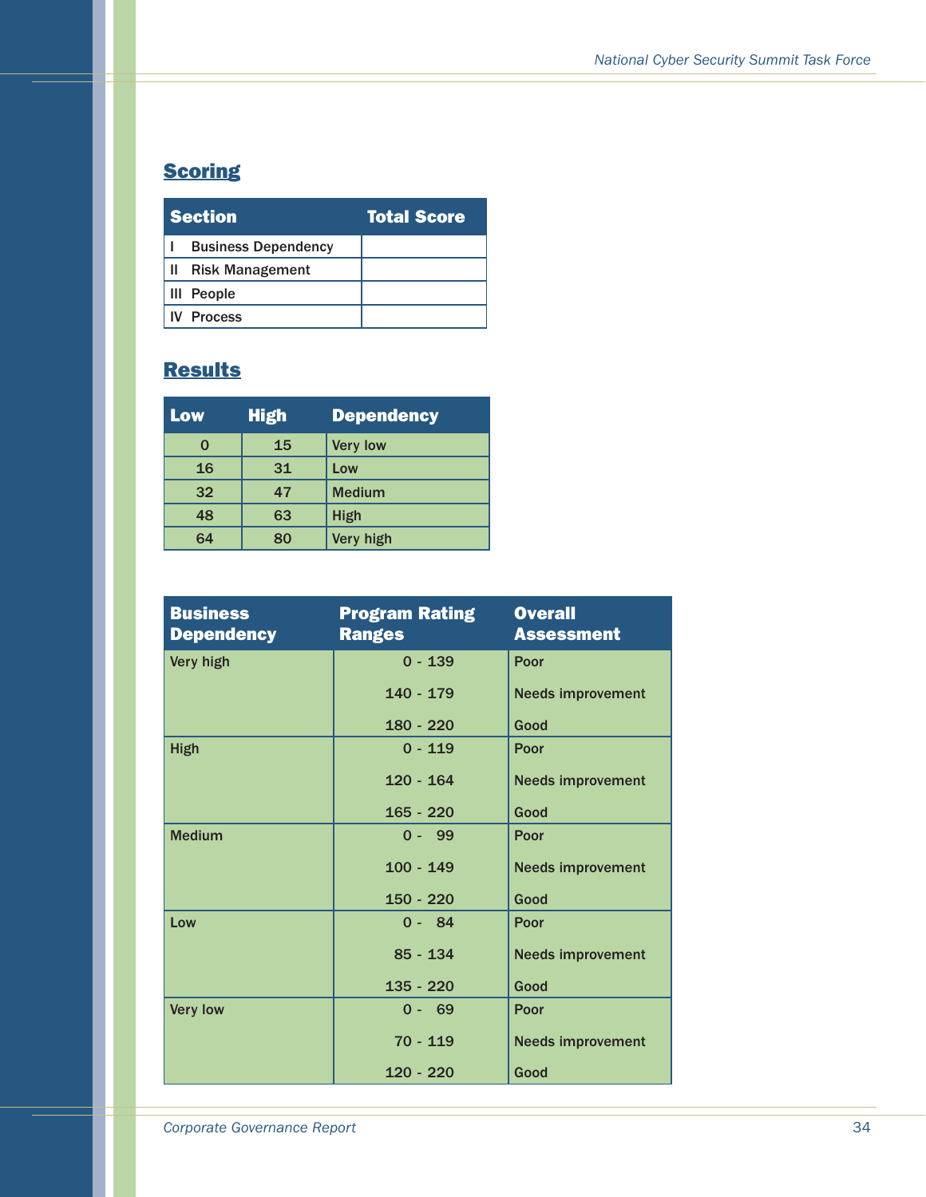## Scoring

| Section | Total Score |
|---|---|
| I Business Dependency | |
| II Risk Management | |
| III People | |
| IV Process | |

## Results

| Low | High | Dependency |
|---|---|---|
| 0 | 15 | Very low |
| 16 | 31 | Low |
| 32 | 47 | Medium |
| 48 | 63 | High |
| 64 | 80 | Very high |

| Business Dependency | Program Rating Ranges | Overall Assessment |
|---|---|---|
| Very high | 0 - 139 | Poor |
| | 140 - 179 | Needs improvement |
| | 180 - 220 | Good |
| High | 0 - 119 | Poor |
| | 120 - 164 | Needs improvement |
| | 165 - 220 | Good |
| Medium | 0 - 99 | Poor |
| | 100 - 149 | Needs improvement |
| | 150 - 220 | Good |
| Low | 0 - 84 | Poor |
| | 85 - 134 | Needs improvement |
| | 135 - 220 | Good |
| Very low | 0 - 69 | Poor |
| | 70 - 119 | Needs improvement |
| | 120 - 220 | Good |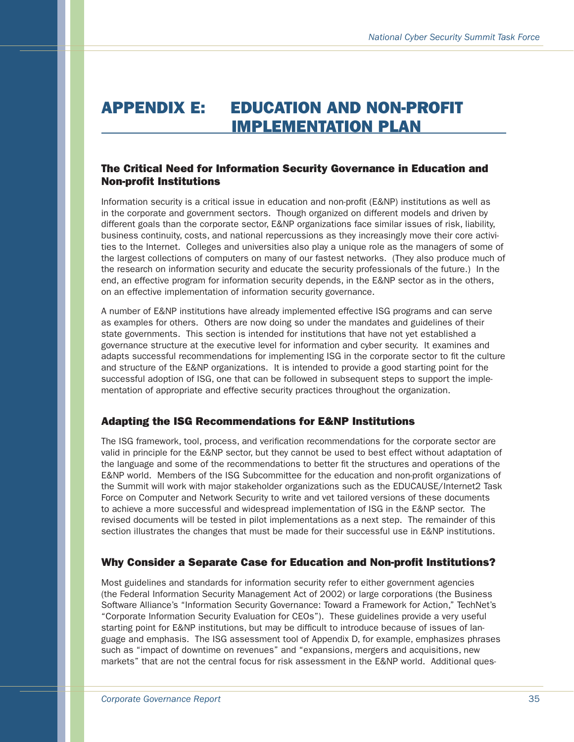# APPENDIX E: EDUCATION AND NON-PROFIT IMPLEMENTATION PLAN

## The Critical Need for Information Security Governance in Education and Non-profit Institutions

Information security is a critical issue in education and non-profit (E&NP) institutions as well as in the corporate and government sectors. Though organized on different models and driven by different goals than the corporate sector, E&NP organizations face similar issues of risk, liability, business continuity, costs, and national repercussions as they increasingly move their core activities to the Internet. Colleges and universities also play a unique role as the managers of some of the largest collections of computers on many of our fastest networks. (They also produce much of the research on information security and educate the security professionals of the future.) In the end, an effective program for information security depends, in the E&NP sector as in the others, on an effective implementation of information security governance.

A number of E&NP institutions have already implemented effective ISG programs and can serve as examples for others. Others are now doing so under the mandates and guidelines of their state governments. This section is intended for institutions that have not yet established a governance structure at the executive level for information and cyber security. It examines and adapts successful recommendations for implementing ISG in the corporate sector to fit the culture and structure of the E&NP organizations. It is intended to provide a good starting point for the successful adoption of ISG, one that can be followed in subsequent steps to support the implementation of appropriate and effective security practices throughout the organization.

## Adapting the ISG Recommendations for E&NP Institutions

The ISG framework, tool, process, and verification recommendations for the corporate sector are valid in principle for the E&NP sector, but they cannot be used to best effect without adaptation of the language and some of the recommendations to better fit the structures and operations of the E&NP world. Members of the ISG Subcommittee for the education and non-profit organizations of the Summit will work with major stakeholder organizations such as the EDUCAUSE/Internet2 Task Force on Computer and Network Security to write and vet tailored versions of these documents to achieve a more successful and widespread implementation of ISG in the E&NP sector. The revised documents will be tested in pilot implementations as a next step. The remainder of this section illustrates the changes that must be made for their successful use in E&NP institutions.

## Why Consider a Separate Case for Education and Non-profit Institutions?

Most guidelines and standards for information security refer to either government agencies (the Federal Information Security Management Act of 2002) or large corporations (the Business Software Alliance's "Information Security Governance: Toward a Framework for Action," TechNet's "Corporate Information Security Evaluation for CEOs"). These guidelines provide a very useful starting point for E&NP institutions, but may be difficult to introduce because of issues of language and emphasis. The ISG assessment tool of Appendix D, for example, emphasizes phrases such as "impact of downtime on revenues" and "expansions, mergers and acquisitions, new markets" that are not the central focus for risk assessment in the E&NP world. Additional ques-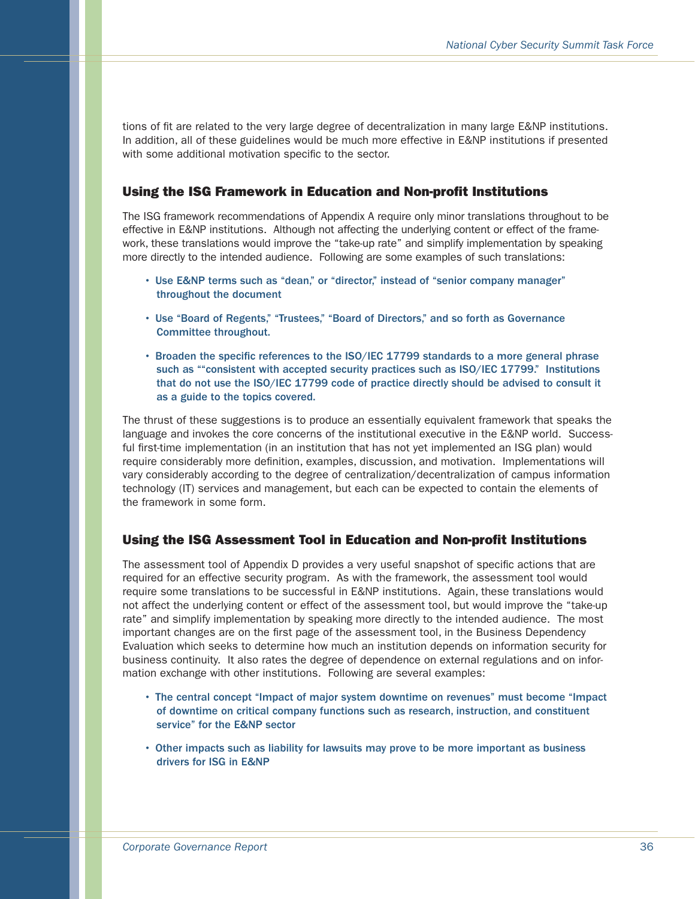tions of fit are related to the very large degree of decentralization in many large E&NP institutions. In addition, all of these guidelines would be much more effective in E&NP institutions if presented with some additional motivation specific to the sector.

## Using the ISG Framework in Education and Non-profit Institutions

The ISG framework recommendations of Appendix A require only minor translations throughout to be effective in E&NP institutions. Although not affecting the underlying content or effect of the framework, these translations would improve the "take-up rate" and simplify implementation by speaking more directly to the intended audience. Following are some examples of such translations:

- **Use E&NP terms such as "dean," or "director," instead of "senior company manager" throughout the document**
- **Use "Board of Regents," "Trustees," "Board of Directors," and so forth as Governance Committee throughout.**
- **Broaden the specific references to the ISO/IEC 17799 standards to a more general phrase such as ""consistent with accepted security practices such as ISO/IEC 17799." Institutions that do not use the ISO/IEC 17799 code of practice directly should be advised to consult it as a guide to the topics covered.**

The thrust of these suggestions is to produce an essentially equivalent framework that speaks the language and invokes the core concerns of the institutional executive in the E&NP world. Successful first-time implementation (in an institution that has not yet implemented an ISG plan) would require considerably more definition, examples, discussion, and motivation. Implementations will vary considerably according to the degree of centralization/decentralization of campus information technology (IT) services and management, but each can be expected to contain the elements of the framework in some form.

## Using the ISG Assessment Tool in Education and Non-profit Institutions

The assessment tool of Appendix D provides a very useful snapshot of specific actions that are required for an effective security program. As with the framework, the assessment tool would require some translations to be successful in E&NP institutions. Again, these translations would not affect the underlying content or effect of the assessment tool, but would improve the "take-up rate" and simplify implementation by speaking more directly to the intended audience. The most important changes are on the first page of the assessment tool, in the Business Dependency Evaluation which seeks to determine how much an institution depends on information security for business continuity. It also rates the degree of dependence on external regulations and on information exchange with other institutions. Following are several examples:

- **The central concept "Impact of major system downtime on revenues" must become "Impact of downtime on critical company functions such as research, instruction, and constituent service" for the E&NP sector**
- **Other impacts such as liability for lawsuits may prove to be more important as business drivers for ISG in E&NP**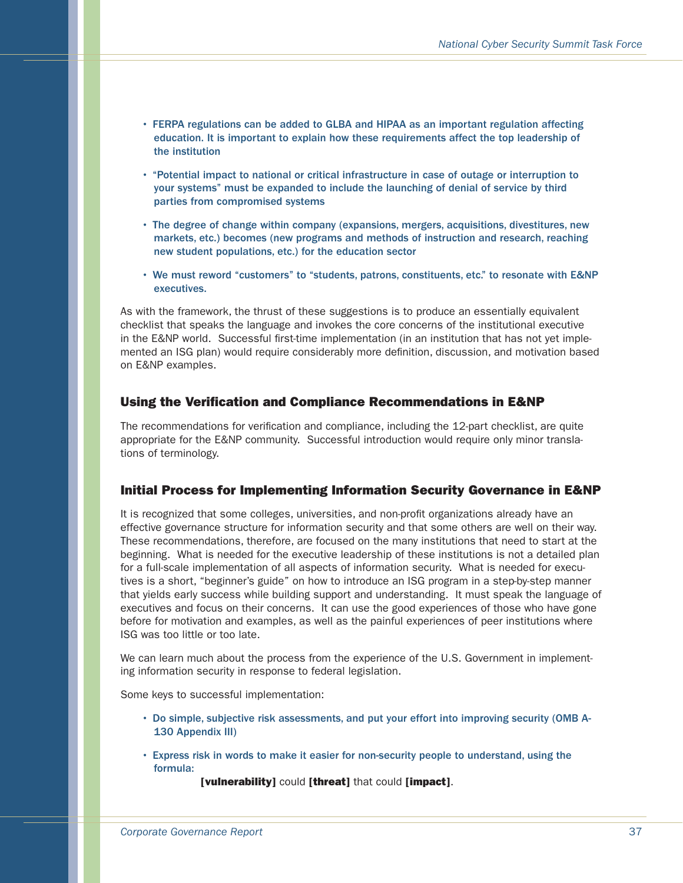- FERPA regulations can be added to GLBA and HIPAA as an important regulation affecting education. It is important to explain how these requirements affect the top leadership of the institution
- "Potential impact to national or critical infrastructure in case of outage or interruption to your systems" must be expanded to include the launching of denial of service by third parties from compromised systems
- The degree of change within company (expansions, mergers, acquisitions, divestitures, new markets, etc.) becomes (new programs and methods of instruction and research, reaching new student populations, etc.) for the education sector
- We must reword "customers" to "students, patrons, constituents, etc." to resonate with E&NP executives.

As with the framework, the thrust of these suggestions is to produce an essentially equivalent checklist that speaks the language and invokes the core concerns of the institutional executive in the E&NP world. Successful first-time implementation (in an institution that has not yet implemented an ISG plan) would require considerably more definition, discussion, and motivation based on E&NP examples.

## Using the Verification and Compliance Recommendations in E&NP

The recommendations for verification and compliance, including the 12-part checklist, are quite appropriate for the E&NP community. Successful introduction would require only minor translations of terminology.

## Initial Process for Implementing Information Security Governance in E&NP

It is recognized that some colleges, universities, and non-profit organizations already have an effective governance structure for information security and that some others are well on their way. These recommendations, therefore, are focused on the many institutions that need to start at the beginning. What is needed for the executive leadership of these institutions is not a detailed plan for a full-scale implementation of all aspects of information security. What is needed for executives is a short, "beginner's guide" on how to introduce an ISG program in a step-by-step manner that yields early success while building support and understanding. It must speak the language of executives and focus on their concerns. It can use the good experiences of those who have gone before for motivation and examples, as well as the painful experiences of peer institutions where ISG was too little or too late.

We can learn much about the process from the experience of the U.S. Government in implementing information security in response to federal legislation.

Some keys to successful implementation:

- Do simple, subjective risk assessments, and put your effort into improving security (OMB A-130 Appendix III)
- Express risk in words to make it easier for non-security people to understand, using the formula:

  **[vulnerability]** could **[threat]** that could **[impact]**.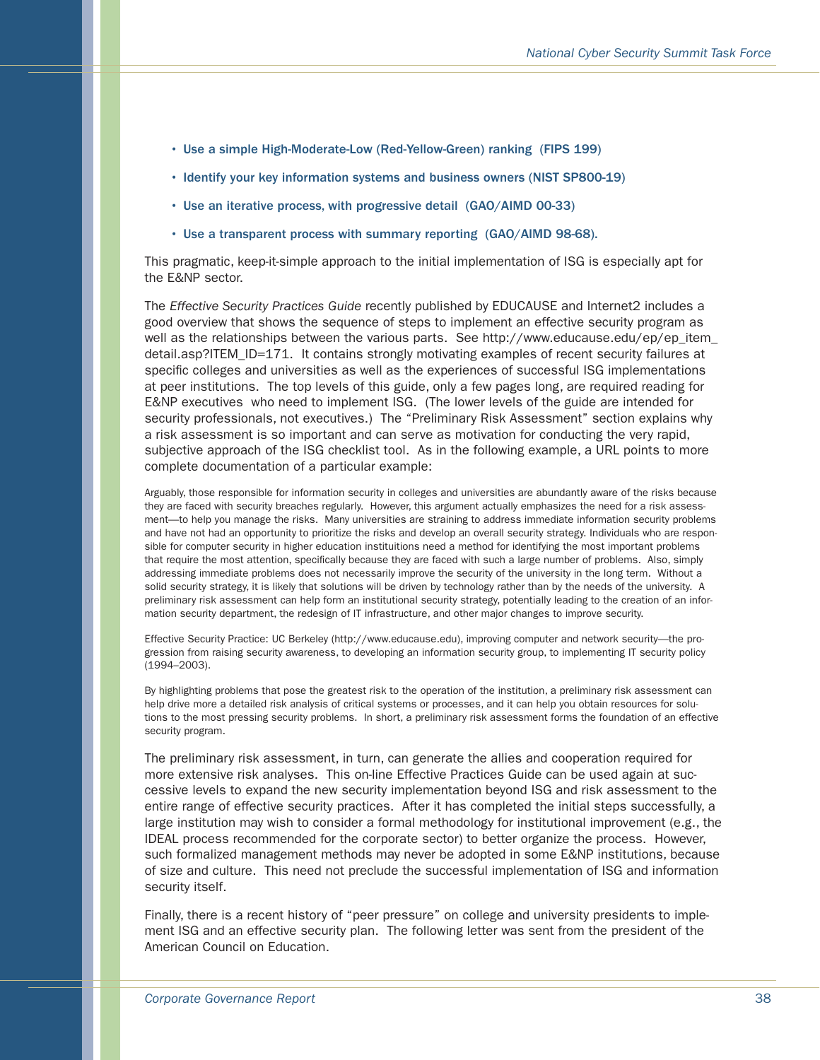- **Use a simple High-Moderate-Low (Red-Yellow-Green) ranking (FIPS 199)**
- **Identify your key information systems and business owners (NIST SP800-19)**
- **Use an iterative process, with progressive detail (GAO/AIMD 00-33)**
- **Use a transparent process with summary reporting (GAO/AIMD 98-68).**

This pragmatic, keep-it-simple approach to the initial implementation of ISG is especially apt for the E&NP sector.

The *Effective Security Practices Guide* recently published by EDUCAUSE and Internet2 includes a good overview that shows the sequence of steps to implement an effective security program as well as the relationships between the various parts. See http://www.educause.edu/ep/ep_item_detail.asp?ITEM_ID=171. It contains strongly motivating examples of recent security failures at specific colleges and universities as well as the experiences of successful ISG implementations at peer institutions. The top levels of this guide, only a few pages long, are required reading for E&NP executives who need to implement ISG. (The lower levels of the guide are intended for security professionals, not executives.) The "Preliminary Risk Assessment" section explains why a risk assessment is so important and can serve as motivation for conducting the very rapid, subjective approach of the ISG checklist tool. As in the following example, a URL points to more complete documentation of a particular example:

Arguably, those responsible for information security in colleges and universities are abundantly aware of the risks because they are faced with security breaches regularly. However, this argument actually emphasizes the need for a risk assessment—to help you manage the risks. Many universities are straining to address immediate information security problems and have not had an opportunity to prioritize the risks and develop an overall security strategy. Individuals who are responsible for computer security in higher education instituitions need a method for identifying the most important problems that require the most attention, specifically because they are faced with such a large number of problems. Also, simply addressing immediate problems does not necessarily improve the security of the university in the long term. Without a solid security strategy, it is likely that solutions will be driven by technology rather than by the needs of the university. A preliminary risk assessment can help form an institutional security strategy, potentially leading to the creation of an information security department, the redesign of IT infrastructure, and other major changes to improve security.

Effective Security Practice: UC Berkeley (http://www.educause.edu), improving computer and network security—the progression from raising security awareness, to developing an information security group, to implementing IT security policy (1994–2003).

By highlighting problems that pose the greatest risk to the operation of the institution, a preliminary risk assessment can help drive more a detailed risk analysis of critical systems or processes, and it can help you obtain resources for solutions to the most pressing security problems. In short, a preliminary risk assessment forms the foundation of an effective security program.

The preliminary risk assessment, in turn, can generate the allies and cooperation required for more extensive risk analyses. This on-line Effective Practices Guide can be used again at successive levels to expand the new security implementation beyond ISG and risk assessment to the entire range of effective security practices. After it has completed the initial steps successfully, a large institution may wish to consider a formal methodology for institutional improvement (e.g., the IDEAL process recommended for the corporate sector) to better organize the process. However, such formalized management methods may never be adopted in some E&NP institutions, because of size and culture. This need not preclude the successful implementation of ISG and information security itself.

Finally, there is a recent history of "peer pressure" on college and university presidents to implement ISG and an effective security plan. The following letter was sent from the president of the American Council on Education.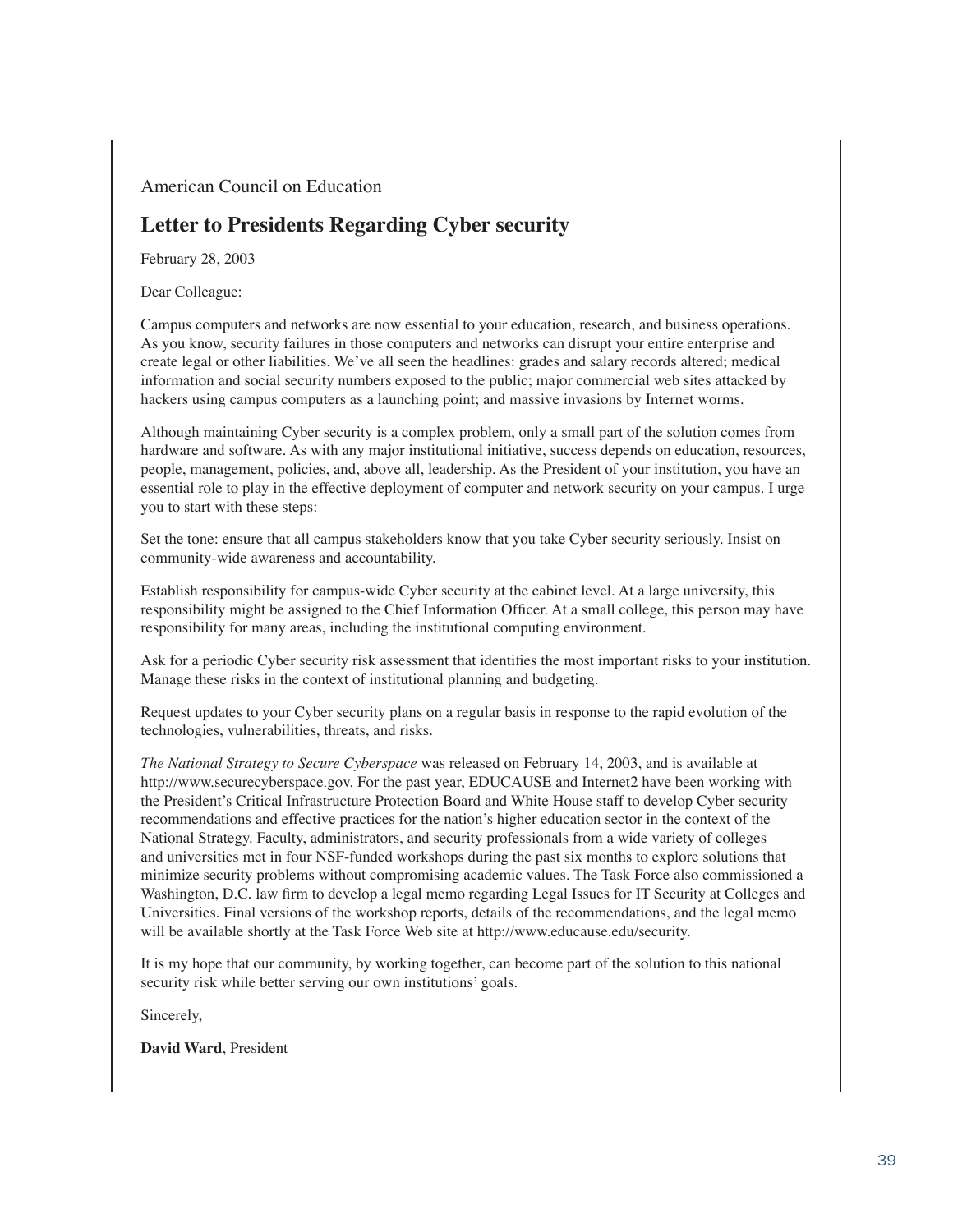American Council on Education

## Letter to Presidents Regarding Cyber security

February 28, 2003

Dear Colleague:

Campus computers and networks are now essential to your education, research, and business operations. As you know, security failures in those computers and networks can disrupt your entire enterprise and create legal or other liabilities. We've all seen the headlines: grades and salary records altered; medical information and social security numbers exposed to the public; major commercial web sites attacked by hackers using campus computers as a launching point; and massive invasions by Internet worms.

Although maintaining Cyber security is a complex problem, only a small part of the solution comes from hardware and software. As with any major institutional initiative, success depends on education, resources, people, management, policies, and, above all, leadership. As the President of your institution, you have an essential role to play in the effective deployment of computer and network security on your campus. I urge you to start with these steps:

Set the tone: ensure that all campus stakeholders know that you take Cyber security seriously. Insist on community-wide awareness and accountability.

Establish responsibility for campus-wide Cyber security at the cabinet level. At a large university, this responsibility might be assigned to the Chief Information Officer. At a small college, this person may have responsibility for many areas, including the institutional computing environment.

Ask for a periodic Cyber security risk assessment that identifies the most important risks to your institution. Manage these risks in the context of institutional planning and budgeting.

Request updates to your Cyber security plans on a regular basis in response to the rapid evolution of the technologies, vulnerabilities, threats, and risks.

*The National Strategy to Secure Cyberspace* was released on February 14, 2003, and is available at http://www.securecyberspace.gov. For the past year, EDUCAUSE and Internet2 have been working with the President's Critical Infrastructure Protection Board and White House staff to develop Cyber security recommendations and effective practices for the nation's higher education sector in the context of the National Strategy. Faculty, administrators, and security professionals from a wide variety of colleges and universities met in four NSF-funded workshops during the past six months to explore solutions that minimize security problems without compromising academic values. The Task Force also commissioned a Washington, D.C. law firm to develop a legal memo regarding Legal Issues for IT Security at Colleges and Universities. Final versions of the workshop reports, details of the recommendations, and the legal memo will be available shortly at the Task Force Web site at http://www.educause.edu/security.

It is my hope that our community, by working together, can become part of the solution to this national security risk while better serving our own institutions' goals.

Sincerely,

**David Ward**, President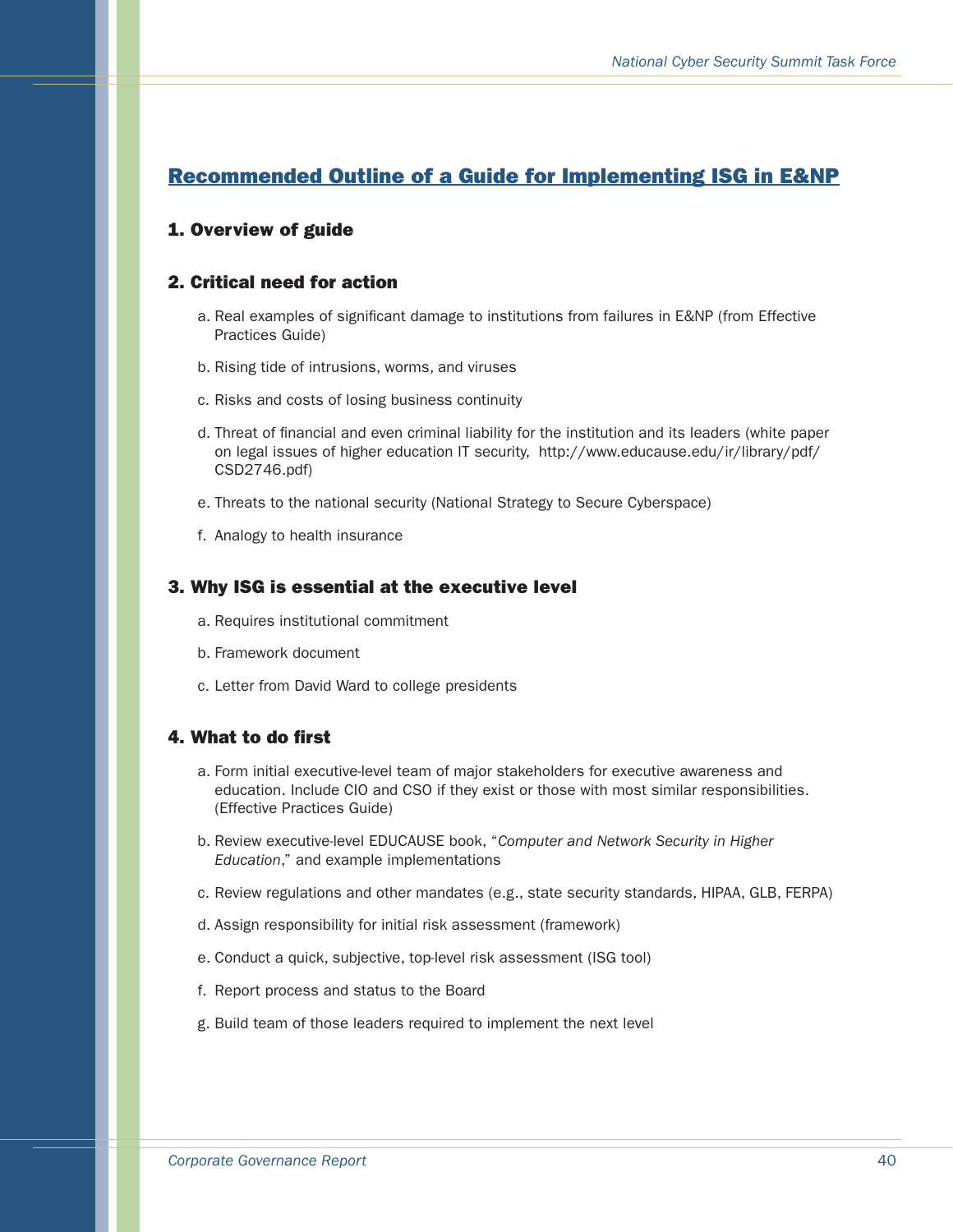## Recommended Outline of a Guide for Implementing ISG in E&NP

### 1. Overview of guide

### 2. Critical need for action

a. Real examples of significant damage to institutions from failures in E&NP (from Effective Practices Guide)

b. Rising tide of intrusions, worms, and viruses

c. Risks and costs of losing business continuity

d. Threat of financial and even criminal liability for the institution and its leaders (white paper on legal issues of higher education IT security, http://www.educause.edu/ir/library/pdf/CSD2746.pdf)

e. Threats to the national security (National Strategy to Secure Cyberspace)

f. Analogy to health insurance

### 3. Why ISG is essential at the executive level

a. Requires institutional commitment

b. Framework document

c. Letter from David Ward to college presidents

### 4. What to do first

a. Form initial executive-level team of major stakeholders for executive awareness and education. Include CIO and CSO if they exist or those with most similar responsibilities. (Effective Practices Guide)

b. Review executive-level EDUCAUSE book, "*Computer and Network Security in Higher Education*," and example implementations

c. Review regulations and other mandates (e.g., state security standards, HIPAA, GLB, FERPA)

d. Assign responsibility for initial risk assessment (framework)

e. Conduct a quick, subjective, top-level risk assessment (ISG tool)

f. Report process and status to the Board

g. Build team of those leaders required to implement the next level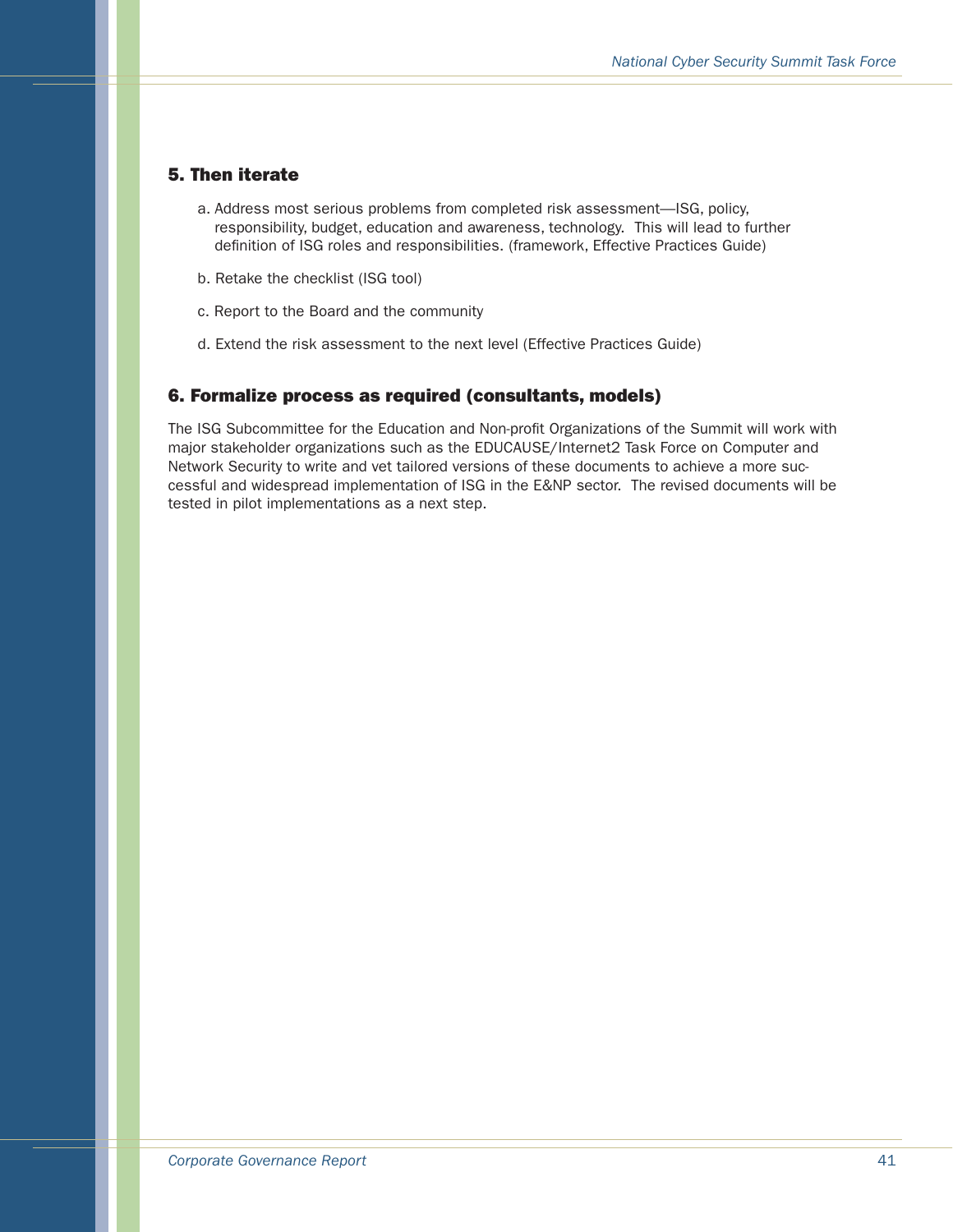### 5. Then iterate

a. Address most serious problems from completed risk assessment—ISG, policy, responsibility, budget, education and awareness, technology. This will lead to further definition of ISG roles and responsibilities. (framework, Effective Practices Guide)

b. Retake the checklist (ISG tool)

c. Report to the Board and the community

d. Extend the risk assessment to the next level (Effective Practices Guide)

### 6. Formalize process as required (consultants, models)

The ISG Subcommittee for the Education and Non-profit Organizations of the Summit will work with major stakeholder organizations such as the EDUCAUSE/Internet2 Task Force on Computer and Network Security to write and vet tailored versions of these documents to achieve a more successful and widespread implementation of ISG in the E&NP sector. The revised documents will be tested in pilot implementations as a next step.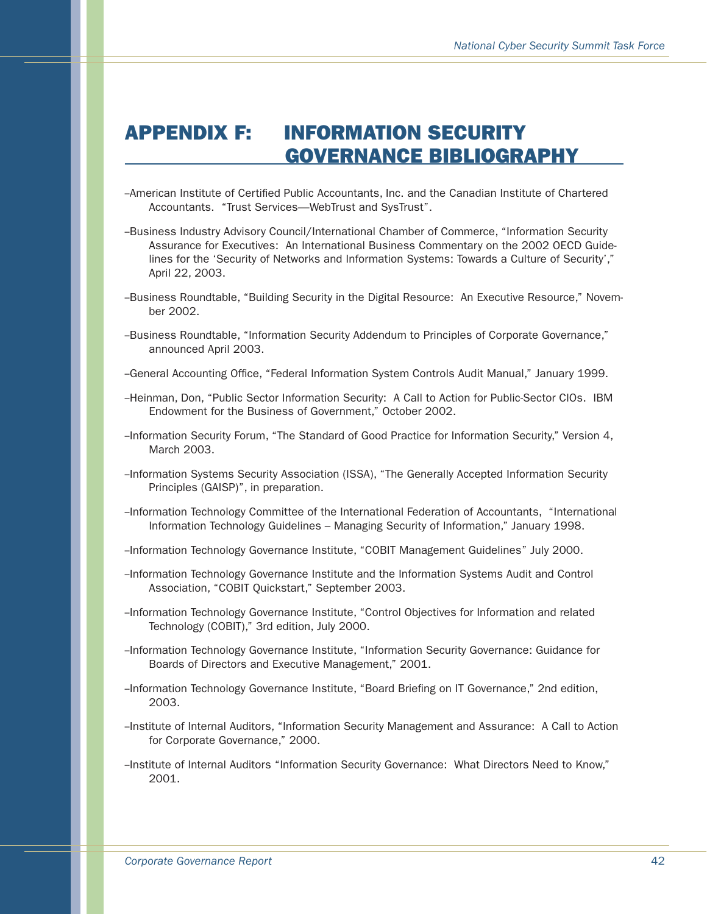# APPENDIX F: INFORMATION SECURITY GOVERNANCE BIBLIOGRAPHY

–American Institute of Certified Public Accountants, Inc. and the Canadian Institute of Chartered Accountants. "Trust Services—WebTrust and SysTrust".

–Business Industry Advisory Council/International Chamber of Commerce, "Information Security Assurance for Executives: An International Business Commentary on the 2002 OECD Guidelines for the 'Security of Networks and Information Systems: Towards a Culture of Security'," April 22, 2003.

–Business Roundtable, "Building Security in the Digital Resource: An Executive Resource," November 2002.

–Business Roundtable, "Information Security Addendum to Principles of Corporate Governance," announced April 2003.

–General Accounting Office, "Federal Information System Controls Audit Manual," January 1999.

–Heinman, Don, "Public Sector Information Security: A Call to Action for Public-Sector CIOs. IBM Endowment for the Business of Government," October 2002.

–Information Security Forum, "The Standard of Good Practice for Information Security," Version 4, March 2003.

–Information Systems Security Association (ISSA), "The Generally Accepted Information Security Principles (GAISP)", in preparation.

–Information Technology Committee of the International Federation of Accountants, "International Information Technology Guidelines – Managing Security of Information," January 1998.

–Information Technology Governance Institute, "COBIT Management Guidelines" July 2000.

–Information Technology Governance Institute and the Information Systems Audit and Control Association, "COBIT Quickstart," September 2003.

–Information Technology Governance Institute, "Control Objectives for Information and related Technology (COBIT)," 3rd edition, July 2000.

–Information Technology Governance Institute, "Information Security Governance: Guidance for Boards of Directors and Executive Management," 2001.

–Information Technology Governance Institute, "Board Briefing on IT Governance," 2nd edition, 2003.

–Institute of Internal Auditors, "Information Security Management and Assurance: A Call to Action for Corporate Governance," 2000.

–Institute of Internal Auditors "Information Security Governance: What Directors Need to Know," 2001.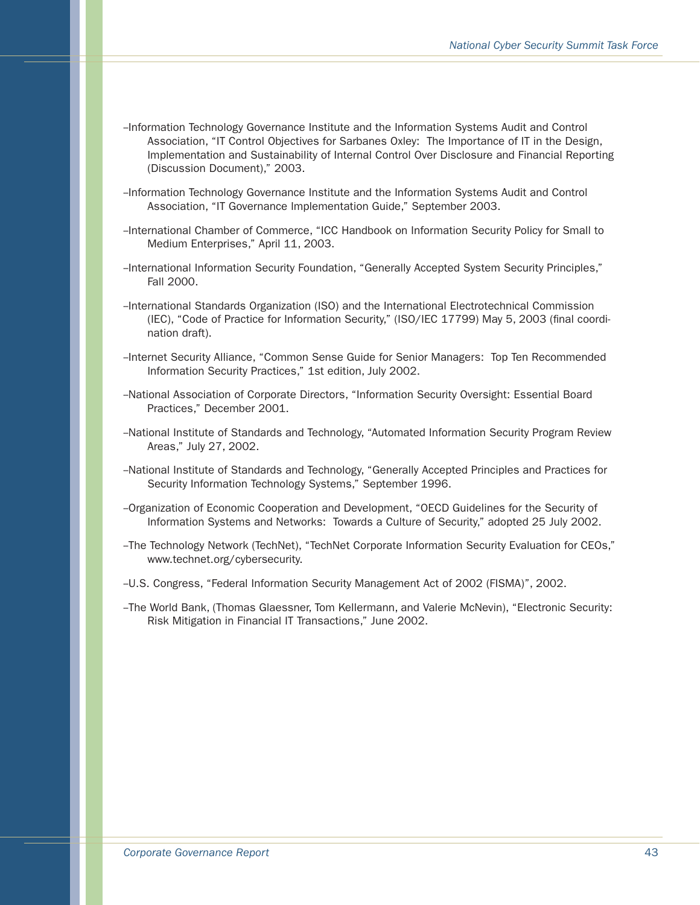–Information Technology Governance Institute and the Information Systems Audit and Control Association, "IT Control Objectives for Sarbanes Oxley: The Importance of IT in the Design, Implementation and Sustainability of Internal Control Over Disclosure and Financial Reporting (Discussion Document)," 2003.

–Information Technology Governance Institute and the Information Systems Audit and Control Association, "IT Governance Implementation Guide," September 2003.

–International Chamber of Commerce, "ICC Handbook on Information Security Policy for Small to Medium Enterprises," April 11, 2003.

–International Information Security Foundation, "Generally Accepted System Security Principles," Fall 2000.

–International Standards Organization (ISO) and the International Electrotechnical Commission (IEC), "Code of Practice for Information Security," (ISO/IEC 17799) May 5, 2003 (final coordination draft).

–Internet Security Alliance, "Common Sense Guide for Senior Managers: Top Ten Recommended Information Security Practices," 1st edition, July 2002.

–National Association of Corporate Directors, "Information Security Oversight: Essential Board Practices," December 2001.

–National Institute of Standards and Technology, "Automated Information Security Program Review Areas," July 27, 2002.

–National Institute of Standards and Technology, "Generally Accepted Principles and Practices for Security Information Technology Systems," September 1996.

–Organization of Economic Cooperation and Development, "OECD Guidelines for the Security of Information Systems and Networks: Towards a Culture of Security," adopted 25 July 2002.

–The Technology Network (TechNet), "TechNet Corporate Information Security Evaluation for CEOs," www.technet.org/cybersecurity.

–U.S. Congress, "Federal Information Security Management Act of 2002 (FISMA)", 2002.

–The World Bank, (Thomas Glaessner, Tom Kellermann, and Valerie McNevin), "Electronic Security: Risk Mitigation in Financial IT Transactions," June 2002.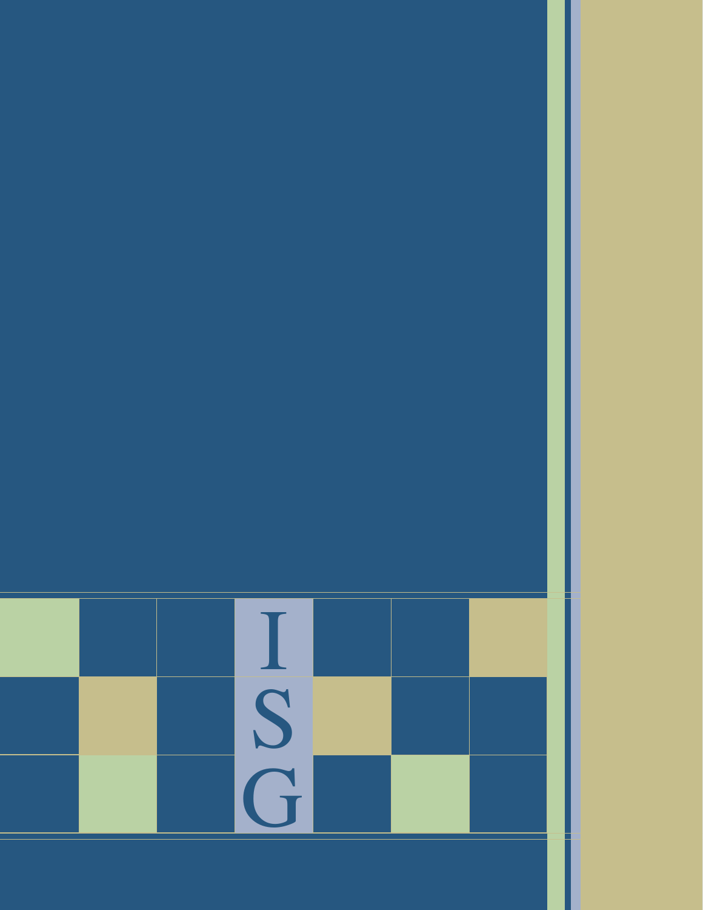I

S

G